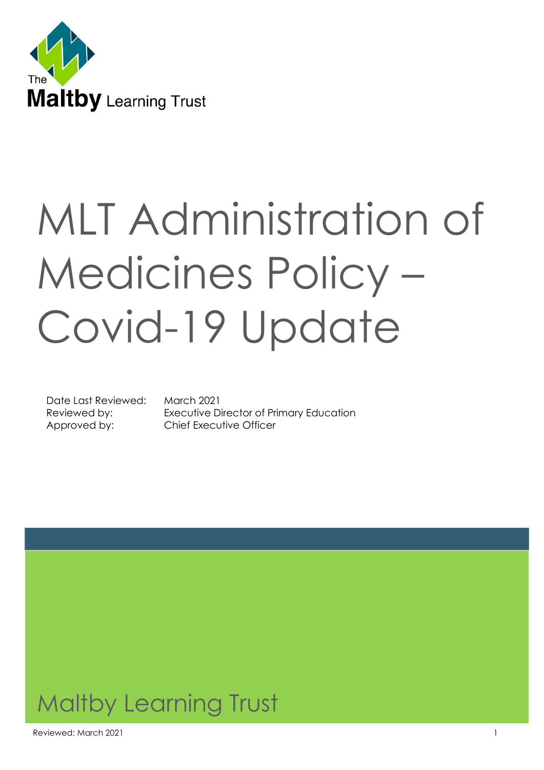The Maltby Learning Trust

# MLT Administration of Medicines Policy – Covid-19 Update

Date Last Reviewed: March 2021
Reviewed by: Executive Director of Primary Education
Approved by: Chief Executive Officer

Maltby Learning Trust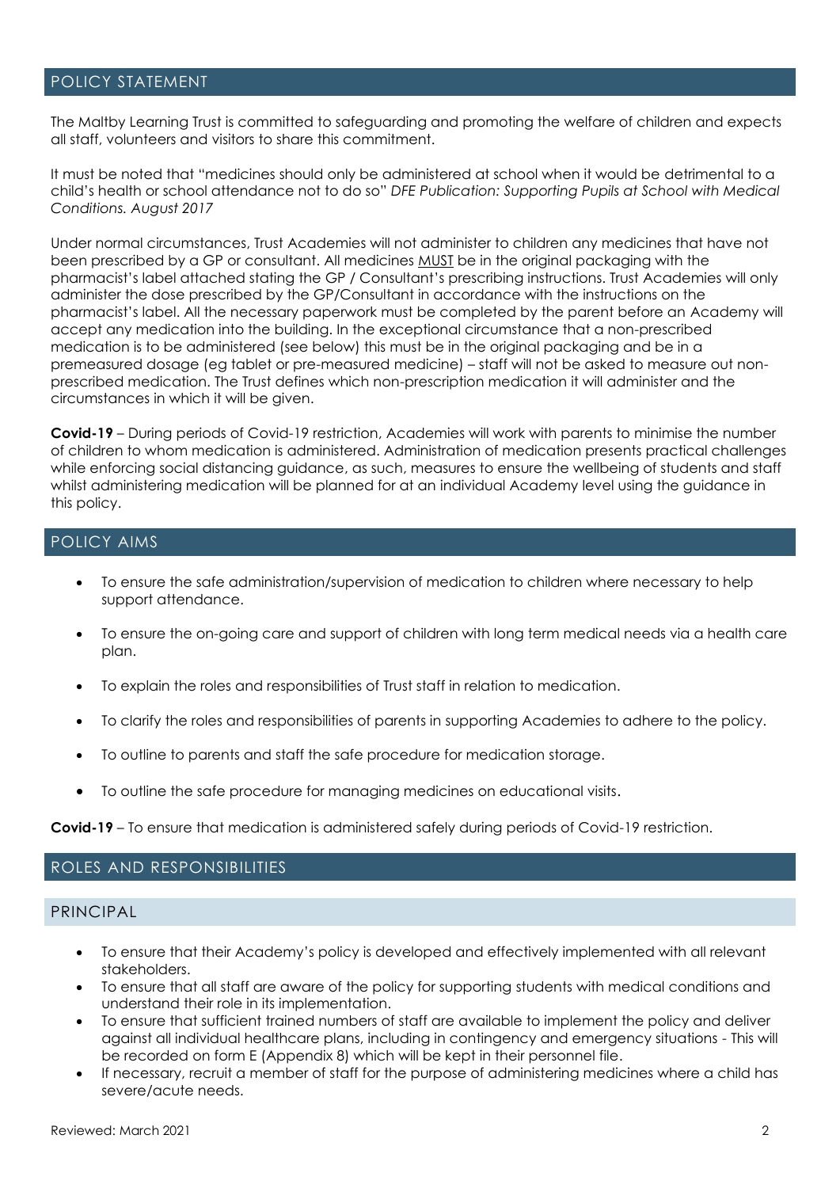## POLICY STATEMENT

The Maltby Learning Trust is committed to safeguarding and promoting the welfare of children and expects all staff, volunteers and visitors to share this commitment.

It must be noted that "medicines should only be administered at school when it would be detrimental to a child's health or school attendance not to do so" *DFE Publication: Supporting Pupils at School with Medical Conditions. August 2017*

Under normal circumstances, Trust Academies will not administer to children any medicines that have not been prescribed by a GP or consultant. All medicines <u>MUST</u> be in the original packaging with the pharmacist's label attached stating the GP / Consultant's prescribing instructions. Trust Academies will only administer the dose prescribed by the GP/Consultant in accordance with the instructions on the pharmacist's label. All the necessary paperwork must be completed by the parent before an Academy will accept any medication into the building. In the exceptional circumstance that a non-prescribed medication is to be administered (see below) this must be in the original packaging and be in a premeasured dosage (eg tablet or pre-measured medicine) – staff will not be asked to measure out non-prescribed medication. The Trust defines which non-prescription medication it will administer and the circumstances in which it will be given.

**Covid-19** – During periods of Covid-19 restriction, Academies will work with parents to minimise the number of children to whom medication is administered. Administration of medication presents practical challenges while enforcing social distancing guidance, as such, measures to ensure the wellbeing of students and staff whilst administering medication will be planned for at an individual Academy level using the guidance in this policy.

## POLICY AIMS

- To ensure the safe administration/supervision of medication to children where necessary to help support attendance.
- To ensure the on-going care and support of children with long term medical needs via a health care plan.
- To explain the roles and responsibilities of Trust staff in relation to medication.
- To clarify the roles and responsibilities of parents in supporting Academies to adhere to the policy.
- To outline to parents and staff the safe procedure for medication storage.
- To outline the safe procedure for managing medicines on educational visits.

**Covid-19** – To ensure that medication is administered safely during periods of Covid-19 restriction.

## ROLES AND RESPONSIBILITIES

### PRINCIPAL

- To ensure that their Academy's policy is developed and effectively implemented with all relevant stakeholders.
- To ensure that all staff are aware of the policy for supporting students with medical conditions and understand their role in its implementation.
- To ensure that sufficient trained numbers of staff are available to implement the policy and deliver against all individual healthcare plans, including in contingency and emergency situations - This will be recorded on form E (Appendix 8) which will be kept in their personnel file.
- If necessary, recruit a member of staff for the purpose of administering medicines where a child has severe/acute needs.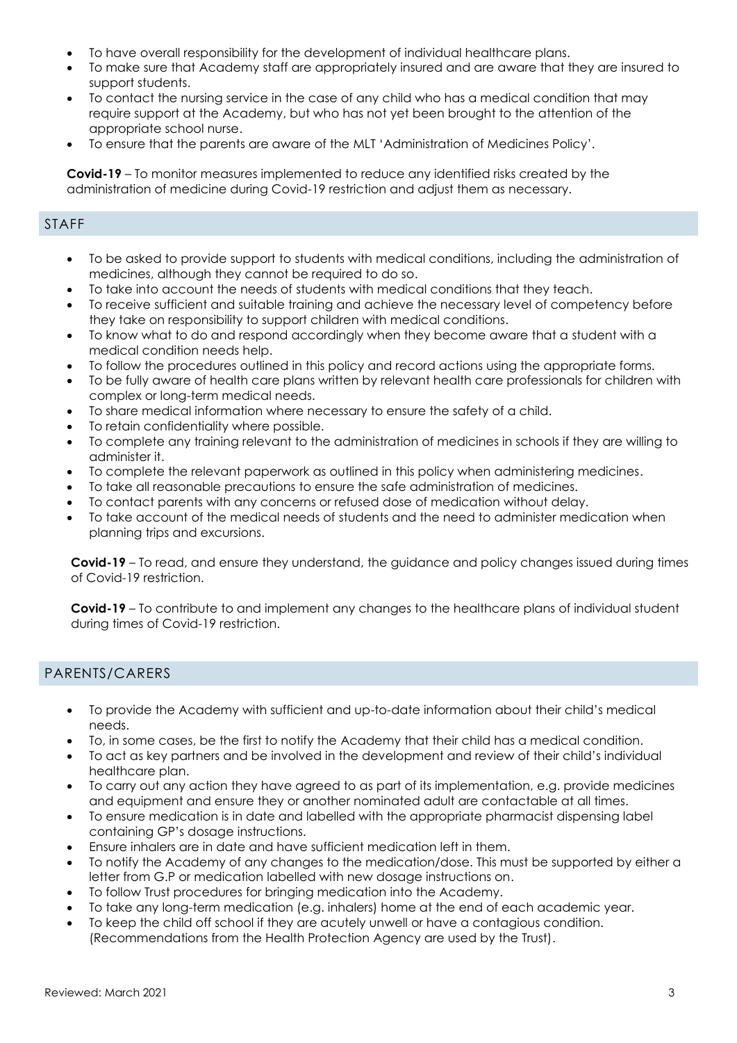- To have overall responsibility for the development of individual healthcare plans.
- To make sure that Academy staff are appropriately insured and are aware that they are insured to support students.
- To contact the nursing service in the case of any child who has a medical condition that may require support at the Academy, but who has not yet been brought to the attention of the appropriate school nurse.
- To ensure that the parents are aware of the MLT 'Administration of Medicines Policy'.

**Covid-19** – To monitor measures implemented to reduce any identified risks created by the administration of medicine during Covid-19 restriction and adjust them as necessary.

## STAFF

- To be asked to provide support to students with medical conditions, including the administration of medicines, although they cannot be required to do so.
- To take into account the needs of students with medical conditions that they teach.
- To receive sufficient and suitable training and achieve the necessary level of competency before they take on responsibility to support children with medical conditions.
- To know what to do and respond accordingly when they become aware that a student with a medical condition needs help.
- To follow the procedures outlined in this policy and record actions using the appropriate forms.
- To be fully aware of health care plans written by relevant health care professionals for children with complex or long-term medical needs.
- To share medical information where necessary to ensure the safety of a child.
- To retain confidentiality where possible.
- To complete any training relevant to the administration of medicines in schools if they are willing to administer it.
- To complete the relevant paperwork as outlined in this policy when administering medicines.
- To take all reasonable precautions to ensure the safe administration of medicines.
- To contact parents with any concerns or refused dose of medication without delay.
- To take account of the medical needs of students and the need to administer medication when planning trips and excursions.

**Covid-19** – To read, and ensure they understand, the guidance and policy changes issued during times of Covid-19 restriction.

**Covid-19** – To contribute to and implement any changes to the healthcare plans of individual student during times of Covid-19 restriction.

## PARENTS/CARERS

- To provide the Academy with sufficient and up-to-date information about their child's medical needs.
- To, in some cases, be the first to notify the Academy that their child has a medical condition.
- To act as key partners and be involved in the development and review of their child's individual healthcare plan.
- To carry out any action they have agreed to as part of its implementation, e.g. provide medicines and equipment and ensure they or another nominated adult are contactable at all times.
- To ensure medication is in date and labelled with the appropriate pharmacist dispensing label containing GP's dosage instructions.
- Ensure inhalers are in date and have sufficient medication left in them.
- To notify the Academy of any changes to the medication/dose. This must be supported by either a letter from G.P or medication labelled with new dosage instructions on.
- To follow Trust procedures for bringing medication into the Academy.
- To take any long-term medication (e.g. inhalers) home at the end of each academic year.
- To keep the child off school if they are acutely unwell or have a contagious condition. (Recommendations from the Health Protection Agency are used by the Trust).

Reviewed: March 2021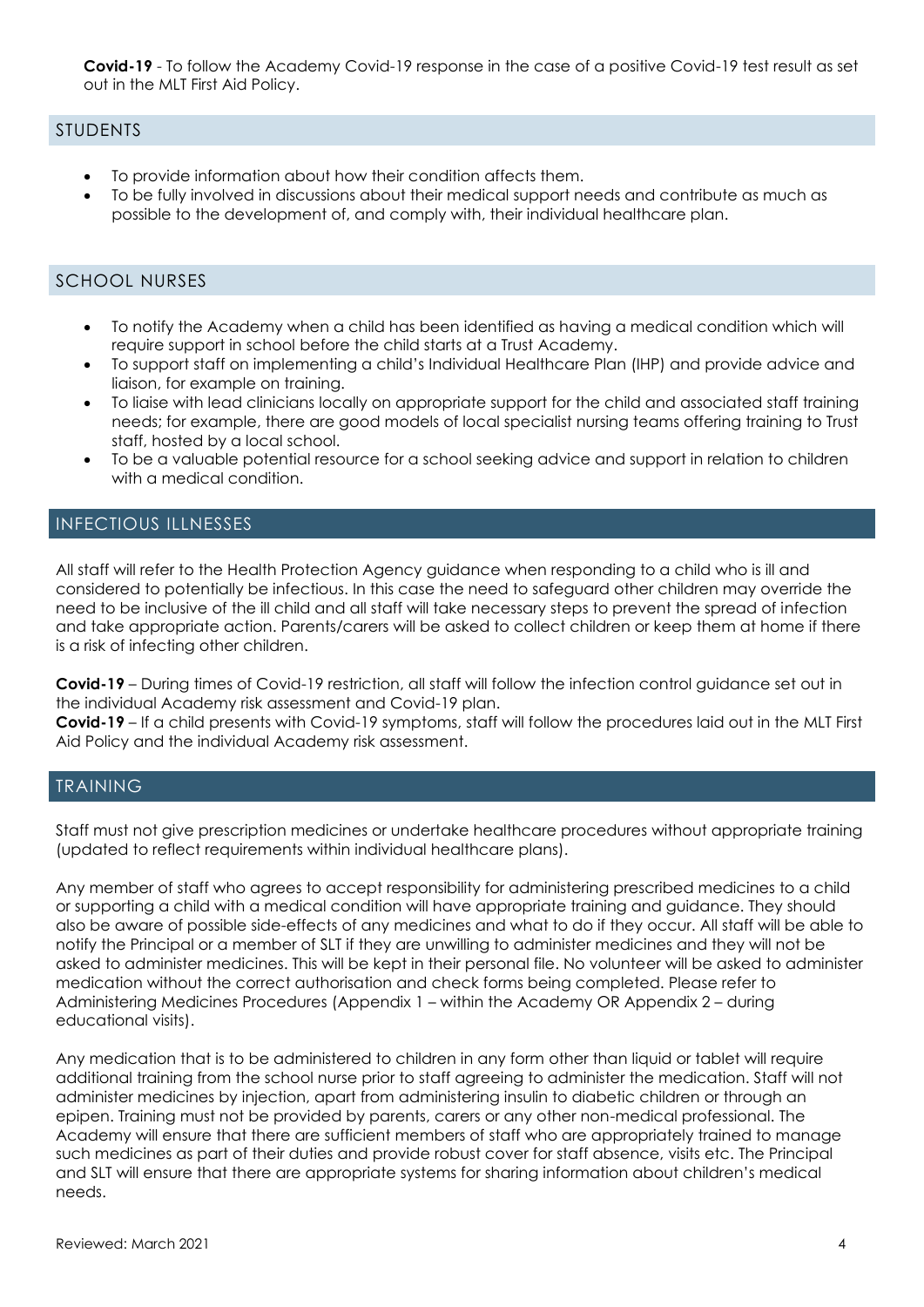**Covid-19** - To follow the Academy Covid-19 response in the case of a positive Covid-19 test result as set out in the MLT First Aid Policy.

## STUDENTS

- To provide information about how their condition affects them.
- To be fully involved in discussions about their medical support needs and contribute as much as possible to the development of, and comply with, their individual healthcare plan.

## SCHOOL NURSES

- To notify the Academy when a child has been identified as having a medical condition which will require support in school before the child starts at a Trust Academy.
- To support staff on implementing a child's Individual Healthcare Plan (IHP) and provide advice and liaison, for example on training.
- To liaise with lead clinicians locally on appropriate support for the child and associated staff training needs; for example, there are good models of local specialist nursing teams offering training to Trust staff, hosted by a local school.
- To be a valuable potential resource for a school seeking advice and support in relation to children with a medical condition.

## INFECTIOUS ILLNESSES

All staff will refer to the Health Protection Agency guidance when responding to a child who is ill and considered to potentially be infectious. In this case the need to safeguard other children may override the need to be inclusive of the ill child and all staff will take necessary steps to prevent the spread of infection and take appropriate action. Parents/carers will be asked to collect children or keep them at home if there is a risk of infecting other children.

**Covid-19** – During times of Covid-19 restriction, all staff will follow the infection control guidance set out in the individual Academy risk assessment and Covid-19 plan.
**Covid-19** – If a child presents with Covid-19 symptoms, staff will follow the procedures laid out in the MLT First Aid Policy and the individual Academy risk assessment.

## TRAINING

Staff must not give prescription medicines or undertake healthcare procedures without appropriate training (updated to reflect requirements within individual healthcare plans).

Any member of staff who agrees to accept responsibility for administering prescribed medicines to a child or supporting a child with a medical condition will have appropriate training and guidance. They should also be aware of possible side-effects of any medicines and what to do if they occur. All staff will be able to notify the Principal or a member of SLT if they are unwilling to administer medicines and they will not be asked to administer medicines. This will be kept in their personal file. No volunteer will be asked to administer medication without the correct authorisation and check forms being completed. Please refer to Administering Medicines Procedures (Appendix 1 – within the Academy OR Appendix 2 – during educational visits).

Any medication that is to be administered to children in any form other than liquid or tablet will require additional training from the school nurse prior to staff agreeing to administer the medication. Staff will not administer medicines by injection, apart from administering insulin to diabetic children or through an epipen. Training must not be provided by parents, carers or any other non-medical professional. The Academy will ensure that there are sufficient members of staff who are appropriately trained to manage such medicines as part of their duties and provide robust cover for staff absence, visits etc. The Principal and SLT will ensure that there are appropriate systems for sharing information about children's medical needs.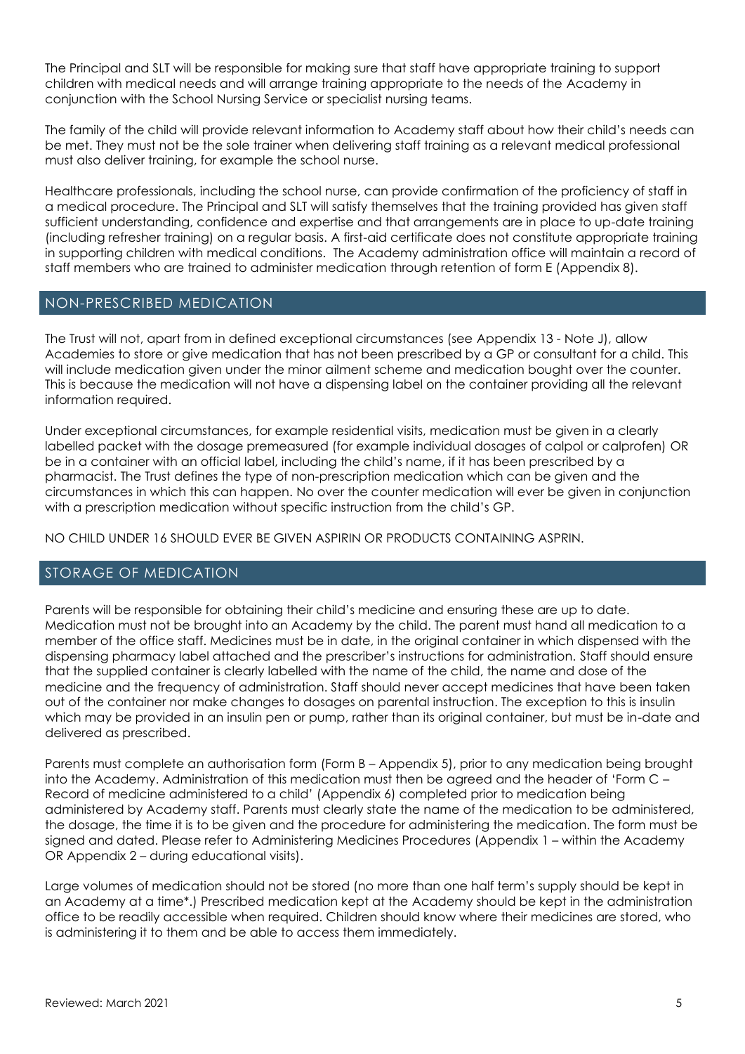The Principal and SLT will be responsible for making sure that staff have appropriate training to support children with medical needs and will arrange training appropriate to the needs of the Academy in conjunction with the School Nursing Service or specialist nursing teams.

The family of the child will provide relevant information to Academy staff about how their child's needs can be met. They must not be the sole trainer when delivering staff training as a relevant medical professional must also deliver training, for example the school nurse.

Healthcare professionals, including the school nurse, can provide confirmation of the proficiency of staff in a medical procedure. The Principal and SLT will satisfy themselves that the training provided has given staff sufficient understanding, confidence and expertise and that arrangements are in place to up-date training (including refresher training) on a regular basis. A first-aid certificate does not constitute appropriate training in supporting children with medical conditions. The Academy administration office will maintain a record of staff members who are trained to administer medication through retention of form E (Appendix 8).

## NON-PRESCRIBED MEDICATION

The Trust will not, apart from in defined exceptional circumstances (see Appendix 13 - Note J), allow Academies to store or give medication that has not been prescribed by a GP or consultant for a child. This will include medication given under the minor ailment scheme and medication bought over the counter. This is because the medication will not have a dispensing label on the container providing all the relevant information required.

Under exceptional circumstances, for example residential visits, medication must be given in a clearly labelled packet with the dosage premeasured (for example individual dosages of calpol or calprofen) OR be in a container with an official label, including the child's name, if it has been prescribed by a pharmacist. The Trust defines the type of non-prescription medication which can be given and the circumstances in which this can happen. No over the counter medication will ever be given in conjunction with a prescription medication without specific instruction from the child's GP.

NO CHILD UNDER 16 SHOULD EVER BE GIVEN ASPIRIN OR PRODUCTS CONTAINING ASPRIN.

## STORAGE OF MEDICATION

Parents will be responsible for obtaining their child's medicine and ensuring these are up to date. Medication must not be brought into an Academy by the child. The parent must hand all medication to a member of the office staff. Medicines must be in date, in the original container in which dispensed with the dispensing pharmacy label attached and the prescriber's instructions for administration. Staff should ensure that the supplied container is clearly labelled with the name of the child, the name and dose of the medicine and the frequency of administration. Staff should never accept medicines that have been taken out of the container nor make changes to dosages on parental instruction. The exception to this is insulin which may be provided in an insulin pen or pump, rather than its original container, but must be in-date and delivered as prescribed.

Parents must complete an authorisation form (Form B – Appendix 5), prior to any medication being brought into the Academy. Administration of this medication must then be agreed and the header of 'Form C – Record of medicine administered to a child' (Appendix 6) completed prior to medication being administered by Academy staff. Parents must clearly state the name of the medication to be administered, the dosage, the time it is to be given and the procedure for administering the medication. The form must be signed and dated. Please refer to Administering Medicines Procedures (Appendix 1 – within the Academy OR Appendix 2 – during educational visits).

Large volumes of medication should not be stored (no more than one half term's supply should be kept in an Academy at a time*.) Prescribed medication kept at the Academy should be kept in the administration office to be readily accessible when required. Children should know where their medicines are stored, who is administering it to them and be able to access them immediately.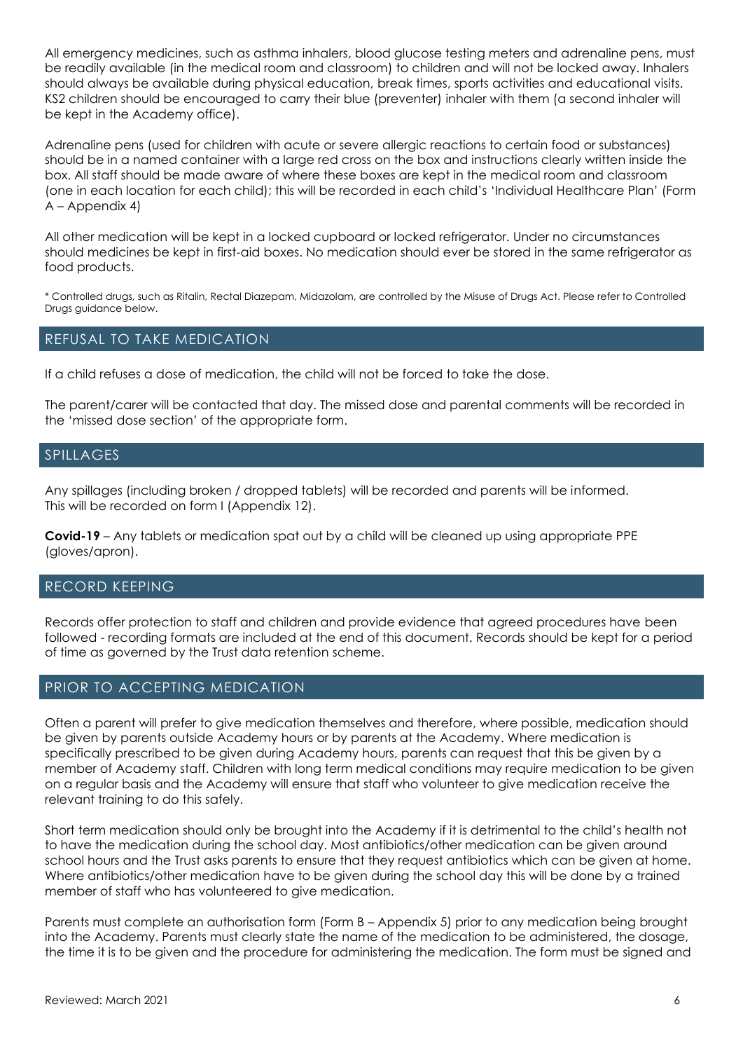All emergency medicines, such as asthma inhalers, blood glucose testing meters and adrenaline pens, must be readily available (in the medical room and classroom) to children and will not be locked away. Inhalers should always be available during physical education, break times, sports activities and educational visits. KS2 children should be encouraged to carry their blue (preventer) inhaler with them (a second inhaler will be kept in the Academy office).

Adrenaline pens (used for children with acute or severe allergic reactions to certain food or substances) should be in a named container with a large red cross on the box and instructions clearly written inside the box. All staff should be made aware of where these boxes are kept in the medical room and classroom (one in each location for each child); this will be recorded in each child's 'Individual Healthcare Plan' (Form A – Appendix 4)

All other medication will be kept in a locked cupboard or locked refrigerator. Under no circumstances should medicines be kept in first-aid boxes. No medication should ever be stored in the same refrigerator as food products.

* Controlled drugs, such as Ritalin, Rectal Diazepam, Midazolam, are controlled by the Misuse of Drugs Act. Please refer to Controlled Drugs guidance below.

## REFUSAL TO TAKE MEDICATION

If a child refuses a dose of medication, the child will not be forced to take the dose.

The parent/carer will be contacted that day. The missed dose and parental comments will be recorded in the 'missed dose section' of the appropriate form.

## SPILLAGES

Any spillages (including broken / dropped tablets) will be recorded and parents will be informed. This will be recorded on form I (Appendix 12).

**Covid-19** – Any tablets or medication spat out by a child will be cleaned up using appropriate PPE (gloves/apron).

## RECORD KEEPING

Records offer protection to staff and children and provide evidence that agreed procedures have been followed - recording formats are included at the end of this document. Records should be kept for a period of time as governed by the Trust data retention scheme.

## PRIOR TO ACCEPTING MEDICATION

Often a parent will prefer to give medication themselves and therefore, where possible, medication should be given by parents outside Academy hours or by parents at the Academy. Where medication is specifically prescribed to be given during Academy hours, parents can request that this be given by a member of Academy staff. Children with long term medical conditions may require medication to be given on a regular basis and the Academy will ensure that staff who volunteer to give medication receive the relevant training to do this safely.

Short term medication should only be brought into the Academy if it is detrimental to the child's health not to have the medication during the school day. Most antibiotics/other medication can be given around school hours and the Trust asks parents to ensure that they request antibiotics which can be given at home. Where antibiotics/other medication have to be given during the school day this will be done by a trained member of staff who has volunteered to give medication.

Parents must complete an authorisation form (Form B – Appendix 5) prior to any medication being brought into the Academy. Parents must clearly state the name of the medication to be administered, the dosage, the time it is to be given and the procedure for administering the medication. The form must be signed and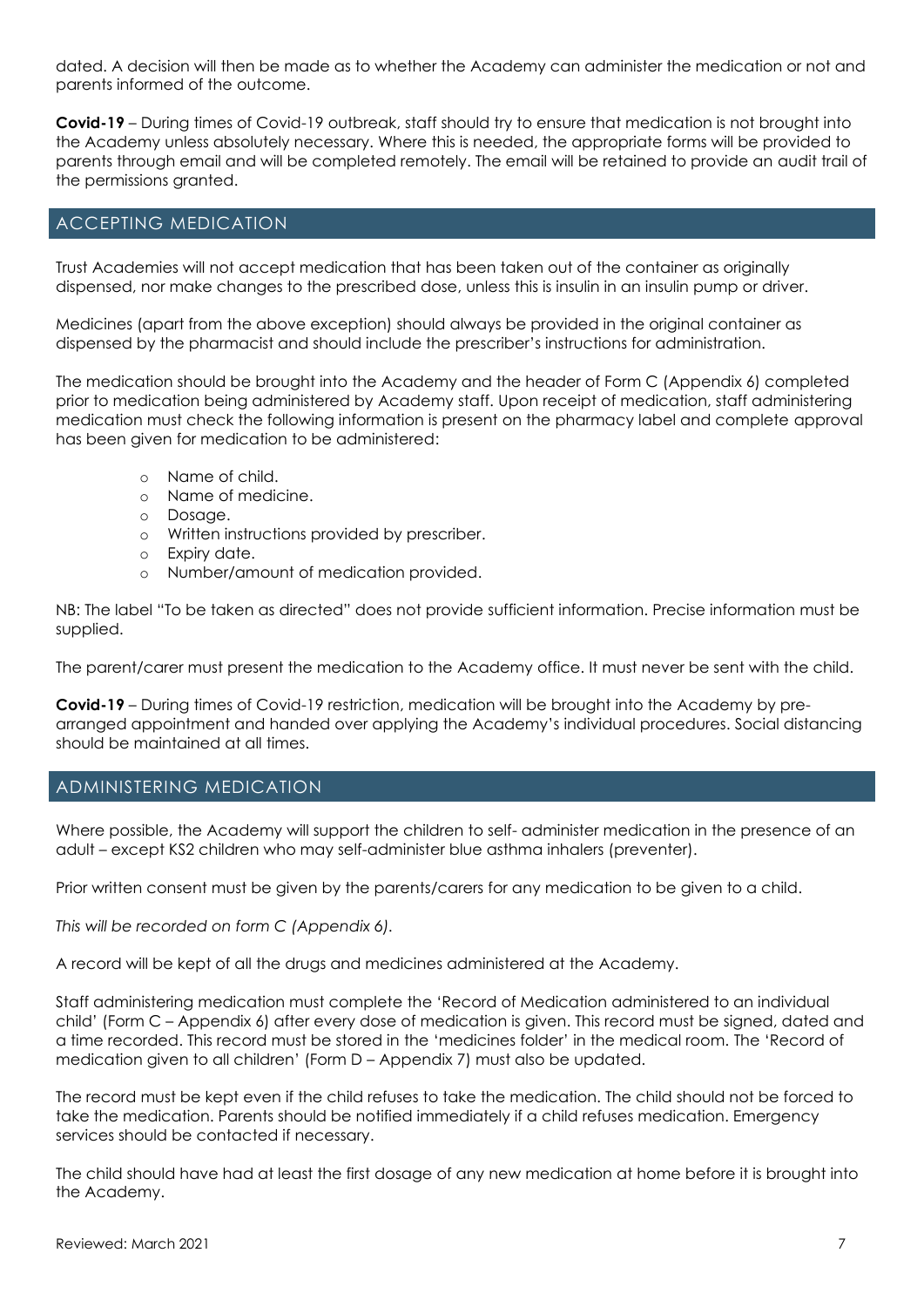dated. A decision will then be made as to whether the Academy can administer the medication or not and parents informed of the outcome.

**Covid-19** – During times of Covid-19 outbreak, staff should try to ensure that medication is not brought into the Academy unless absolutely necessary. Where this is needed, the appropriate forms will be provided to parents through email and will be completed remotely. The email will be retained to provide an audit trail of the permissions granted.

## ACCEPTING MEDICATION

Trust Academies will not accept medication that has been taken out of the container as originally dispensed, nor make changes to the prescribed dose, unless this is insulin in an insulin pump or driver.

Medicines (apart from the above exception) should always be provided in the original container as dispensed by the pharmacist and should include the prescriber's instructions for administration.

The medication should be brought into the Academy and the header of Form C (Appendix 6) completed prior to medication being administered by Academy staff. Upon receipt of medication, staff administering medication must check the following information is present on the pharmacy label and complete approval has been given for medication to be administered:

- Name of child.
- Name of medicine.
- Dosage.
- Written instructions provided by prescriber.
- Expiry date.
- Number/amount of medication provided.

NB: The label "To be taken as directed" does not provide sufficient information. Precise information must be supplied.

The parent/carer must present the medication to the Academy office. It must never be sent with the child.

**Covid-19** – During times of Covid-19 restriction, medication will be brought into the Academy by pre-arranged appointment and handed over applying the Academy's individual procedures. Social distancing should be maintained at all times.

## ADMINISTERING MEDICATION

Where possible, the Academy will support the children to self- administer medication in the presence of an adult – except KS2 children who may self-administer blue asthma inhalers (preventer).

Prior written consent must be given by the parents/carers for any medication to be given to a child.

*This will be recorded on form C (Appendix 6).*

A record will be kept of all the drugs and medicines administered at the Academy.

Staff administering medication must complete the 'Record of Medication administered to an individual child' (Form C – Appendix 6) after every dose of medication is given. This record must be signed, dated and a time recorded. This record must be stored in the 'medicines folder' in the medical room. The 'Record of medication given to all children' (Form D – Appendix 7) must also be updated.

The record must be kept even if the child refuses to take the medication. The child should not be forced to take the medication. Parents should be notified immediately if a child refuses medication. Emergency services should be contacted if necessary.

The child should have had at least the first dosage of any new medication at home before it is brought into the Academy.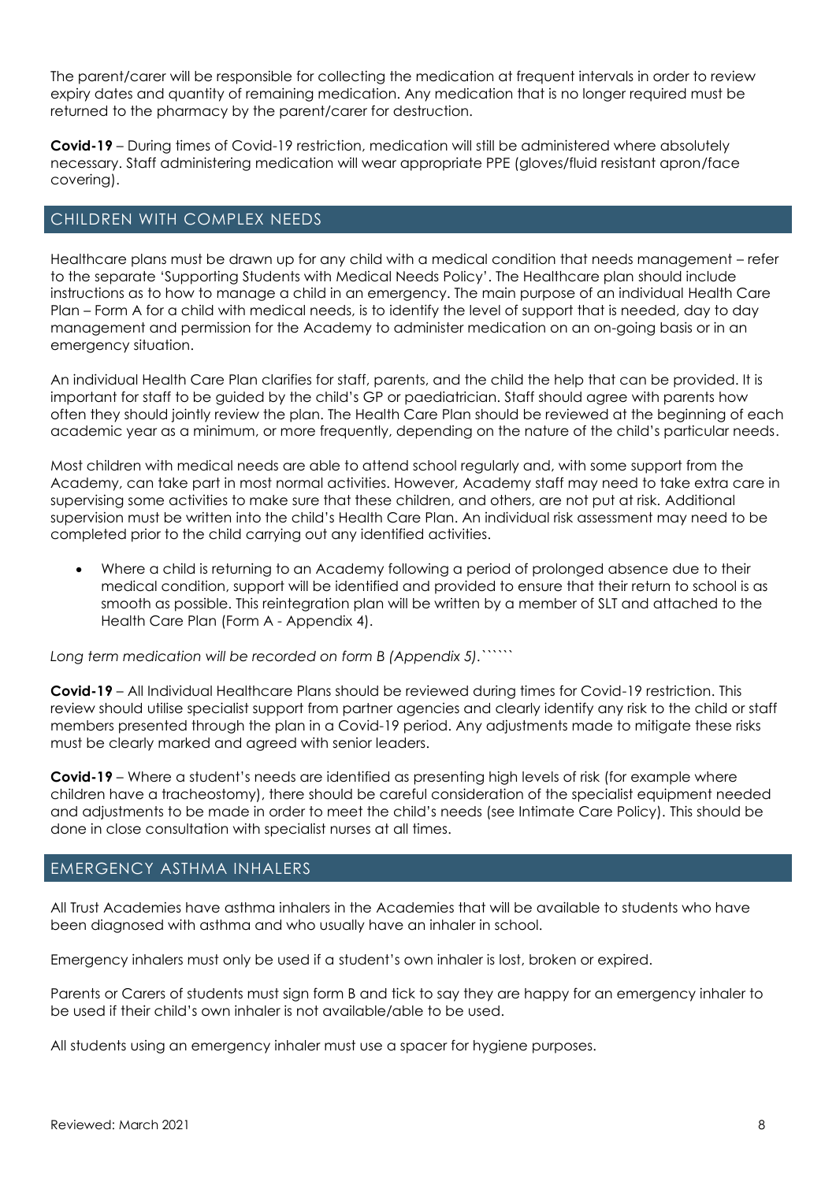The parent/carer will be responsible for collecting the medication at frequent intervals in order to review expiry dates and quantity of remaining medication. Any medication that is no longer required must be returned to the pharmacy by the parent/carer for destruction.

**Covid-19** – During times of Covid-19 restriction, medication will still be administered where absolutely necessary. Staff administering medication will wear appropriate PPE (gloves/fluid resistant apron/face covering).

## CHILDREN WITH COMPLEX NEEDS

Healthcare plans must be drawn up for any child with a medical condition that needs management – refer to the separate 'Supporting Students with Medical Needs Policy'. The Healthcare plan should include instructions as to how to manage a child in an emergency. The main purpose of an individual Health Care Plan – Form A for a child with medical needs, is to identify the level of support that is needed, day to day management and permission for the Academy to administer medication on an on-going basis or in an emergency situation.

An individual Health Care Plan clarifies for staff, parents, and the child the help that can be provided. It is important for staff to be guided by the child's GP or paediatrician. Staff should agree with parents how often they should jointly review the plan. The Health Care Plan should be reviewed at the beginning of each academic year as a minimum, or more frequently, depending on the nature of the child's particular needs.

Most children with medical needs are able to attend school regularly and, with some support from the Academy, can take part in most normal activities. However, Academy staff may need to take extra care in supervising some activities to make sure that these children, and others, are not put at risk. Additional supervision must be written into the child's Health Care Plan. An individual risk assessment may need to be completed prior to the child carrying out any identified activities.

- Where a child is returning to an Academy following a period of prolonged absence due to their medical condition, support will be identified and provided to ensure that their return to school is as smooth as possible. This reintegration plan will be written by a member of SLT and attached to the Health Care Plan (Form A - Appendix 4).

*Long term medication will be recorded on form B (Appendix 5).*``````

**Covid-19** – All Individual Healthcare Plans should be reviewed during times for Covid-19 restriction. This review should utilise specialist support from partner agencies and clearly identify any risk to the child or staff members presented through the plan in a Covid-19 period. Any adjustments made to mitigate these risks must be clearly marked and agreed with senior leaders.

**Covid-19** – Where a student's needs are identified as presenting high levels of risk (for example where children have a tracheostomy), there should be careful consideration of the specialist equipment needed and adjustments to be made in order to meet the child's needs (see Intimate Care Policy). This should be done in close consultation with specialist nurses at all times.

## EMERGENCY ASTHMA INHALERS

All Trust Academies have asthma inhalers in the Academies that will be available to students who have been diagnosed with asthma and who usually have an inhaler in school.

Emergency inhalers must only be used if a student's own inhaler is lost, broken or expired.

Parents or Carers of students must sign form B and tick to say they are happy for an emergency inhaler to be used if their child's own inhaler is not available/able to be used.

All students using an emergency inhaler must use a spacer for hygiene purposes.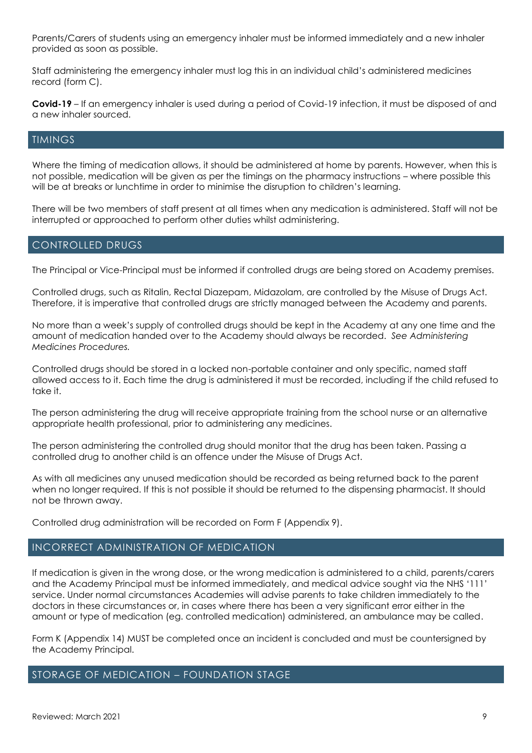Parents/Carers of students using an emergency inhaler must be informed immediately and a new inhaler provided as soon as possible.

Staff administering the emergency inhaler must log this in an individual child's administered medicines record (form C).

**Covid-19** – If an emergency inhaler is used during a period of Covid-19 infection, it must be disposed of and a new inhaler sourced.

## TIMINGS

Where the timing of medication allows, it should be administered at home by parents. However, when this is not possible, medication will be given as per the timings on the pharmacy instructions – where possible this will be at breaks or lunchtime in order to minimise the disruption to children's learning.

There will be two members of staff present at all times when any medication is administered. Staff will not be interrupted or approached to perform other duties whilst administering.

## CONTROLLED DRUGS

The Principal or Vice-Principal must be informed if controlled drugs are being stored on Academy premises.

Controlled drugs, such as Ritalin, Rectal Diazepam, Midazolam, are controlled by the Misuse of Drugs Act. Therefore, it is imperative that controlled drugs are strictly managed between the Academy and parents.

No more than a week's supply of controlled drugs should be kept in the Academy at any one time and the amount of medication handed over to the Academy should always be recorded. *See Administering Medicines Procedures.*

Controlled drugs should be stored in a locked non-portable container and only specific, named staff allowed access to it. Each time the drug is administered it must be recorded, including if the child refused to take it.

The person administering the drug will receive appropriate training from the school nurse or an alternative appropriate health professional, prior to administering any medicines.

The person administering the controlled drug should monitor that the drug has been taken. Passing a controlled drug to another child is an offence under the Misuse of Drugs Act.

As with all medicines any unused medication should be recorded as being returned back to the parent when no longer required. If this is not possible it should be returned to the dispensing pharmacist. It should not be thrown away.

Controlled drug administration will be recorded on Form F (Appendix 9).

## INCORRECT ADMINISTRATION OF MEDICATION

If medication is given in the wrong dose, or the wrong medication is administered to a child, parents/carers and the Academy Principal must be informed immediately, and medical advice sought via the NHS '111' service. Under normal circumstances Academies will advise parents to take children immediately to the doctors in these circumstances or, in cases where there has been a very significant error either in the amount or type of medication (eg. controlled medication) administered, an ambulance may be called.

Form K (Appendix 14) MUST be completed once an incident is concluded and must be countersigned by the Academy Principal.

## STORAGE OF MEDICATION – FOUNDATION STAGE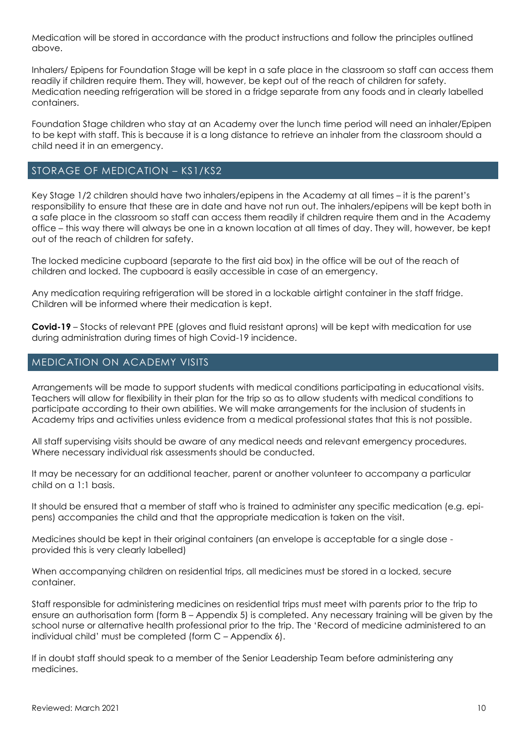Medication will be stored in accordance with the product instructions and follow the principles outlined above.

Inhalers/ Epipens for Foundation Stage will be kept in a safe place in the classroom so staff can access them readily if children require them. They will, however, be kept out of the reach of children for safety. Medication needing refrigeration will be stored in a fridge separate from any foods and in clearly labelled containers.

Foundation Stage children who stay at an Academy over the lunch time period will need an inhaler/Epipen to be kept with staff. This is because it is a long distance to retrieve an inhaler from the classroom should a child need it in an emergency.

## STORAGE OF MEDICATION – KS1/KS2

Key Stage 1/2 children should have two inhalers/epipens in the Academy at all times – it is the parent's responsibility to ensure that these are in date and have not run out. The inhalers/epipens will be kept both in a safe place in the classroom so staff can access them readily if children require them and in the Academy office – this way there will always be one in a known location at all times of day. They will, however, be kept out of the reach of children for safety.

The locked medicine cupboard (separate to the first aid box) in the office will be out of the reach of children and locked. The cupboard is easily accessible in case of an emergency.

Any medication requiring refrigeration will be stored in a lockable airtight container in the staff fridge. Children will be informed where their medication is kept.

**Covid-19** – Stocks of relevant PPE (gloves and fluid resistant aprons) will be kept with medication for use during administration during times of high Covid-19 incidence.

## MEDICATION ON ACADEMY VISITS

Arrangements will be made to support students with medical conditions participating in educational visits. Teachers will allow for flexibility in their plan for the trip so as to allow students with medical conditions to participate according to their own abilities. We will make arrangements for the inclusion of students in Academy trips and activities unless evidence from a medical professional states that this is not possible.

All staff supervising visits should be aware of any medical needs and relevant emergency procedures. Where necessary individual risk assessments should be conducted.

It may be necessary for an additional teacher, parent or another volunteer to accompany a particular child on a 1:1 basis.

It should be ensured that a member of staff who is trained to administer any specific medication (e.g. epi-pens) accompanies the child and that the appropriate medication is taken on the visit.

Medicines should be kept in their original containers (an envelope is acceptable for a single dose - provided this is very clearly labelled)

When accompanying children on residential trips, all medicines must be stored in a locked, secure container.

Staff responsible for administering medicines on residential trips must meet with parents prior to the trip to ensure an authorisation form (form B – Appendix 5) is completed. Any necessary training will be given by the school nurse or alternative health professional prior to the trip. The 'Record of medicine administered to an individual child' must be completed (form C – Appendix 6).

If in doubt staff should speak to a member of the Senior Leadership Team before administering any medicines.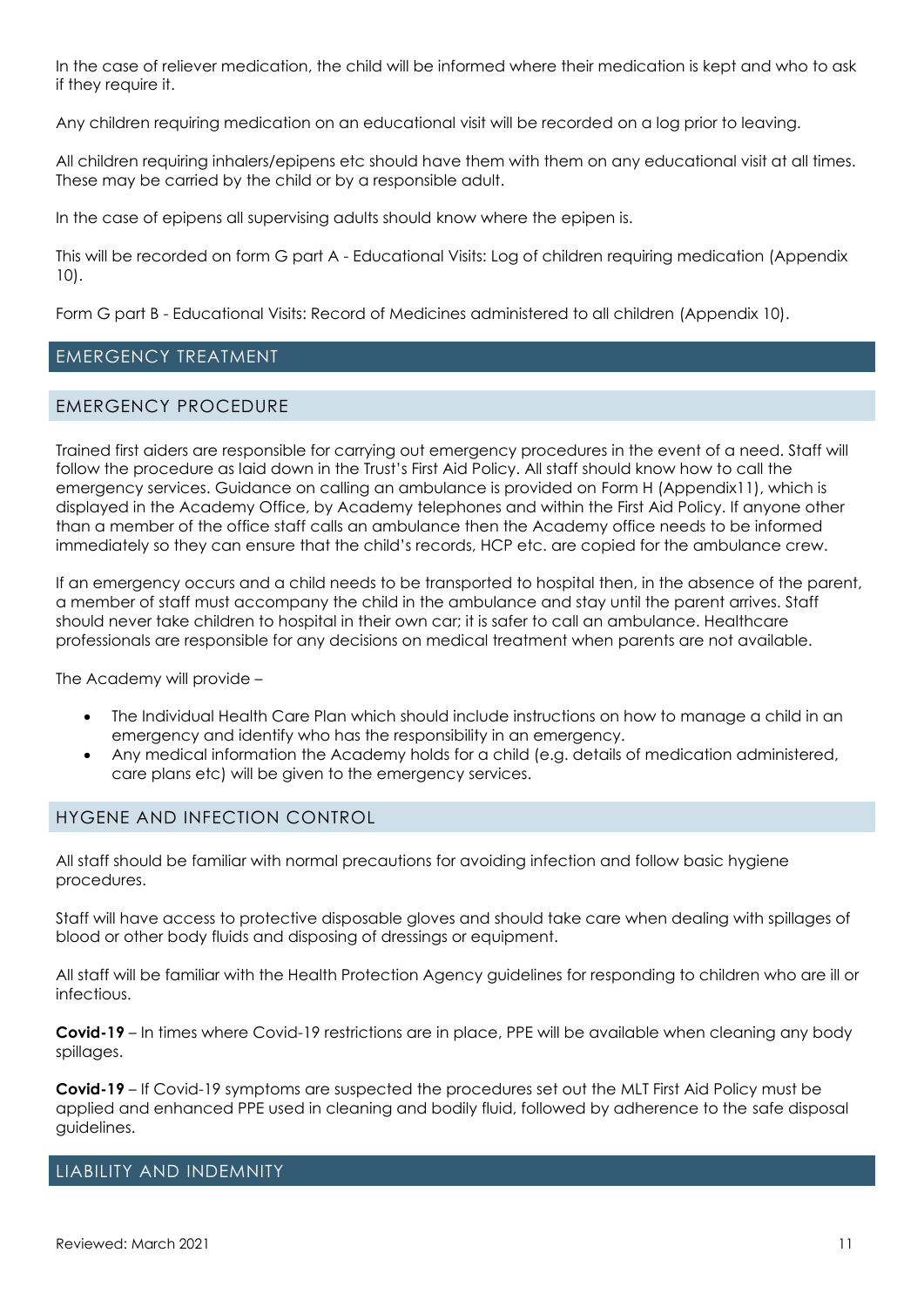In the case of reliever medication, the child will be informed where their medication is kept and who to ask if they require it.

Any children requiring medication on an educational visit will be recorded on a log prior to leaving.

All children requiring inhalers/epipens etc should have them with them on any educational visit at all times. These may be carried by the child or by a responsible adult.

In the case of epipens all supervising adults should know where the epipen is.

This will be recorded on form G part A - Educational Visits: Log of children requiring medication (Appendix 10).

Form G part B - Educational Visits: Record of Medicines administered to all children (Appendix 10).

## EMERGENCY TREATMENT

### EMERGENCY PROCEDURE

Trained first aiders are responsible for carrying out emergency procedures in the event of a need. Staff will follow the procedure as laid down in the Trust's First Aid Policy. All staff should know how to call the emergency services. Guidance on calling an ambulance is provided on Form H (Appendix11), which is displayed in the Academy Office, by Academy telephones and within the First Aid Policy. If anyone other than a member of the office staff calls an ambulance then the Academy office needs to be informed immediately so they can ensure that the child's records, HCP etc. are copied for the ambulance crew.

If an emergency occurs and a child needs to be transported to hospital then, in the absence of the parent, a member of staff must accompany the child in the ambulance and stay until the parent arrives. Staff should never take children to hospital in their own car; it is safer to call an ambulance. Healthcare professionals are responsible for any decisions on medical treatment when parents are not available.

The Academy will provide –

- The Individual Health Care Plan which should include instructions on how to manage a child in an emergency and identify who has the responsibility in an emergency.
- Any medical information the Academy holds for a child (e.g. details of medication administered, care plans etc) will be given to the emergency services.

### HYGENE AND INFECTION CONTROL

All staff should be familiar with normal precautions for avoiding infection and follow basic hygiene procedures.

Staff will have access to protective disposable gloves and should take care when dealing with spillages of blood or other body fluids and disposing of dressings or equipment.

All staff will be familiar with the Health Protection Agency guidelines for responding to children who are ill or infectious.

**Covid-19** – In times where Covid-19 restrictions are in place, PPE will be available when cleaning any body spillages.

**Covid-19** – If Covid-19 symptoms are suspected the procedures set out the MLT First Aid Policy must be applied and enhanced PPE used in cleaning and bodily fluid, followed by adherence to the safe disposal guidelines.

## LIABILITY AND INDEMNITY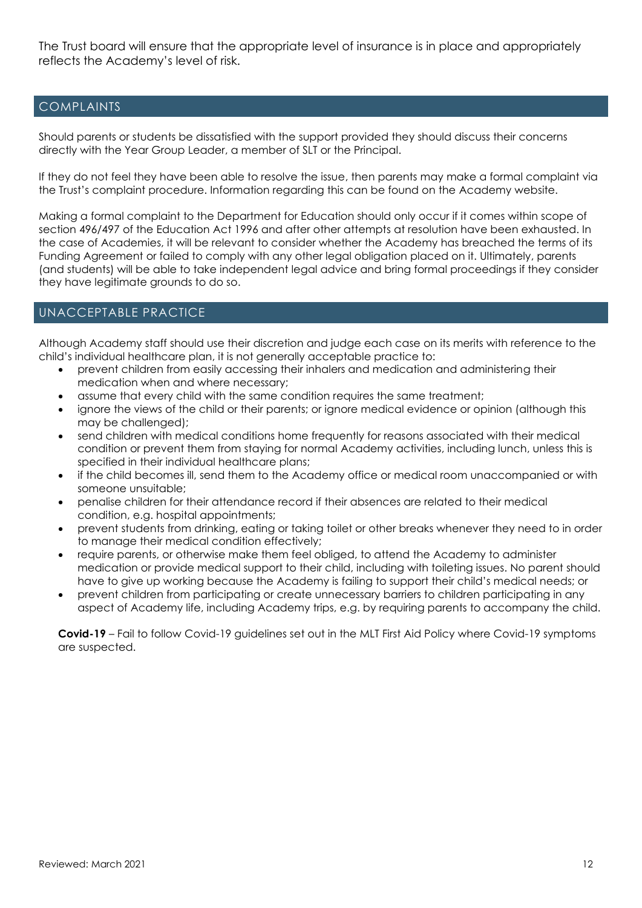The Trust board will ensure that the appropriate level of insurance is in place and appropriately reflects the Academy's level of risk.

## COMPLAINTS

Should parents or students be dissatisfied with the support provided they should discuss their concerns directly with the Year Group Leader, a member of SLT or the Principal.

If they do not feel they have been able to resolve the issue, then parents may make a formal complaint via the Trust's complaint procedure. Information regarding this can be found on the Academy website.

Making a formal complaint to the Department for Education should only occur if it comes within scope of section 496/497 of the Education Act 1996 and after other attempts at resolution have been exhausted. In the case of Academies, it will be relevant to consider whether the Academy has breached the terms of its Funding Agreement or failed to comply with any other legal obligation placed on it. Ultimately, parents (and students) will be able to take independent legal advice and bring formal proceedings if they consider they have legitimate grounds to do so.

## UNACCEPTABLE PRACTICE

Although Academy staff should use their discretion and judge each case on its merits with reference to the child's individual healthcare plan, it is not generally acceptable practice to:

- prevent children from easily accessing their inhalers and medication and administering their medication when and where necessary;
- assume that every child with the same condition requires the same treatment;
- ignore the views of the child or their parents; or ignore medical evidence or opinion (although this may be challenged);
- send children with medical conditions home frequently for reasons associated with their medical condition or prevent them from staying for normal Academy activities, including lunch, unless this is specified in their individual healthcare plans;
- if the child becomes ill, send them to the Academy office or medical room unaccompanied or with someone unsuitable;
- penalise children for their attendance record if their absences are related to their medical condition, e.g. hospital appointments;
- prevent students from drinking, eating or taking toilet or other breaks whenever they need to in order to manage their medical condition effectively;
- require parents, or otherwise make them feel obliged, to attend the Academy to administer medication or provide medical support to their child, including with toileting issues. No parent should have to give up working because the Academy is failing to support their child's medical needs; or
- prevent children from participating or create unnecessary barriers to children participating in any aspect of Academy life, including Academy trips, e.g. by requiring parents to accompany the child.

**Covid-19** – Fail to follow Covid-19 guidelines set out in the MLT First Aid Policy where Covid-19 symptoms are suspected.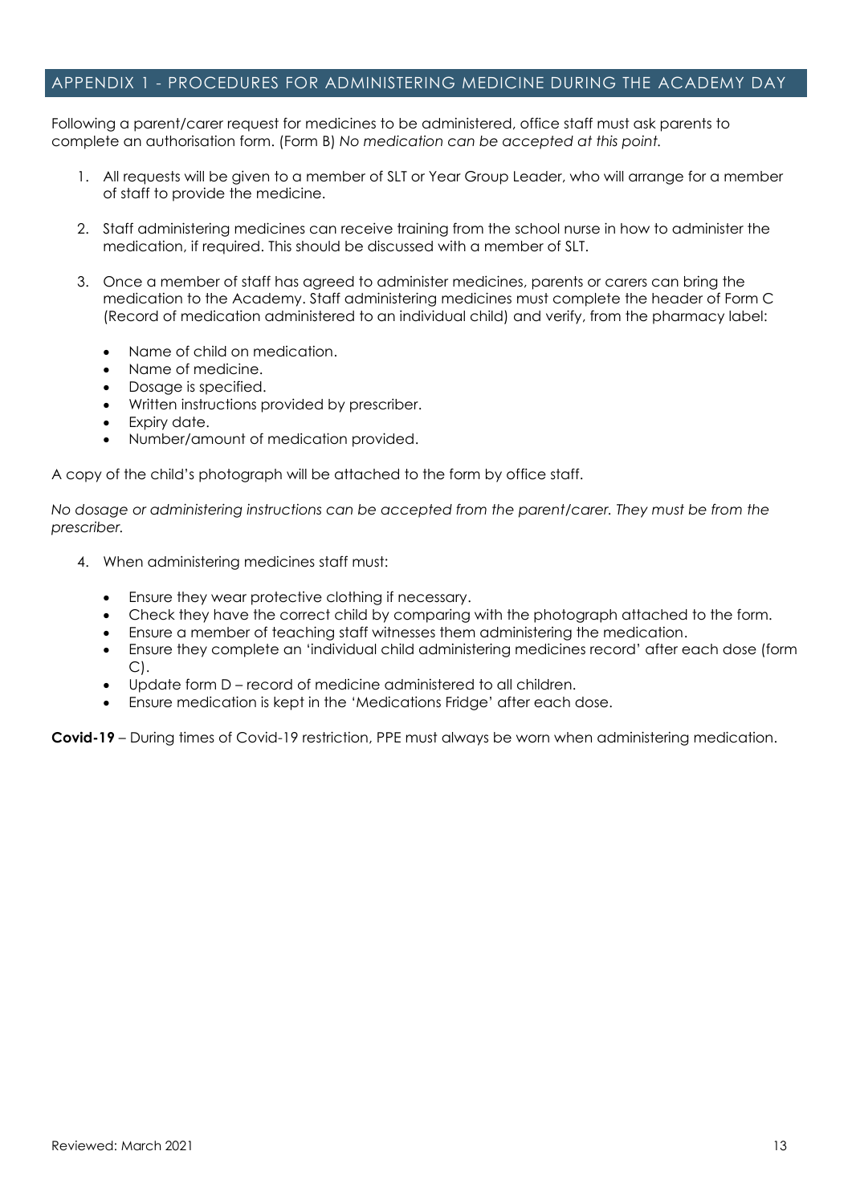## APPENDIX 1 - PROCEDURES FOR ADMINISTERING MEDICINE DURING THE ACADEMY DAY

Following a parent/carer request for medicines to be administered, office staff must ask parents to complete an authorisation form. (Form B) *No medication can be accepted at this point.*

1. All requests will be given to a member of SLT or Year Group Leader, who will arrange for a member of staff to provide the medicine.
2. Staff administering medicines can receive training from the school nurse in how to administer the medication, if required. This should be discussed with a member of SLT.
3. Once a member of staff has agreed to administer medicines, parents or carers can bring the medication to the Academy. Staff administering medicines must complete the header of Form C (Record of medication administered to an individual child) and verify, from the pharmacy label:
   - Name of child on medication.
   - Name of medicine.
   - Dosage is specified.
   - Written instructions provided by prescriber.
   - Expiry date.
   - Number/amount of medication provided.

A copy of the child's photograph will be attached to the form by office staff.

*No dosage or administering instructions can be accepted from the parent/carer. They must be from the prescriber.*

4. When administering medicines staff must:
   - Ensure they wear protective clothing if necessary.
   - Check they have the correct child by comparing with the photograph attached to the form.
   - Ensure a member of teaching staff witnesses them administering the medication.
   - Ensure they complete an 'individual child administering medicines record' after each dose (form C).
   - Update form D – record of medicine administered to all children.
   - Ensure medication is kept in the 'Medications Fridge' after each dose.

**Covid-19** – During times of Covid-19 restriction, PPE must always be worn when administering medication.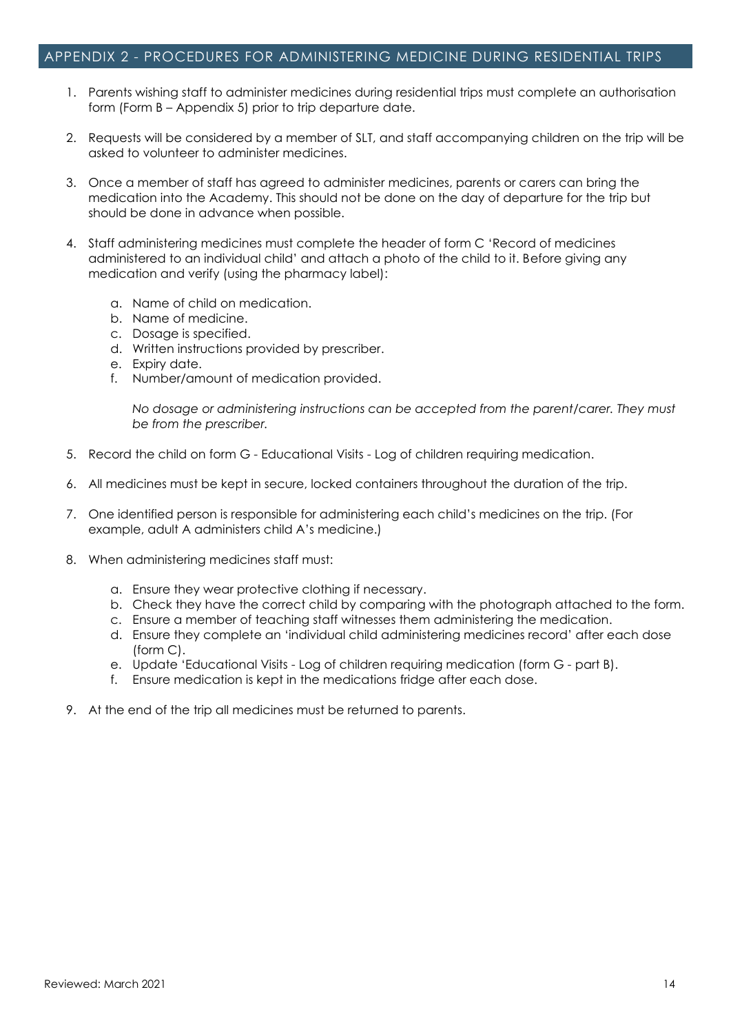## APPENDIX 2 - PROCEDURES FOR ADMINISTERING MEDICINE DURING RESIDENTIAL TRIPS

1. Parents wishing staff to administer medicines during residential trips must complete an authorisation form (Form B – Appendix 5) prior to trip departure date.

2. Requests will be considered by a member of SLT, and staff accompanying children on the trip will be asked to volunteer to administer medicines.

3. Once a member of staff has agreed to administer medicines, parents or carers can bring the medication into the Academy. This should not be done on the day of departure for the trip but should be done in advance when possible.

4. Staff administering medicines must complete the header of form C 'Record of medicines administered to an individual child' and attach a photo of the child to it. Before giving any medication and verify (using the pharmacy label):

    a. Name of child on medication.
    b. Name of medicine.
    c. Dosage is specified.
    d. Written instructions provided by prescriber.
    e. Expiry date.
    f. Number/amount of medication provided.

    *No dosage or administering instructions can be accepted from the parent/carer. They must be from the prescriber.*

5. Record the child on form G - Educational Visits - Log of children requiring medication.

6. All medicines must be kept in secure, locked containers throughout the duration of the trip.

7. One identified person is responsible for administering each child's medicines on the trip. (For example, adult A administers child A's medicine.)

8. When administering medicines staff must:

    a. Ensure they wear protective clothing if necessary.
    b. Check they have the correct child by comparing with the photograph attached to the form.
    c. Ensure a member of teaching staff witnesses them administering the medication.
    d. Ensure they complete an 'individual child administering medicines record' after each dose (form C).
    e. Update 'Educational Visits - Log of children requiring medication (form G - part B).
    f. Ensure medication is kept in the medications fridge after each dose.

9. At the end of the trip all medicines must be returned to parents.

Reviewed: March 2021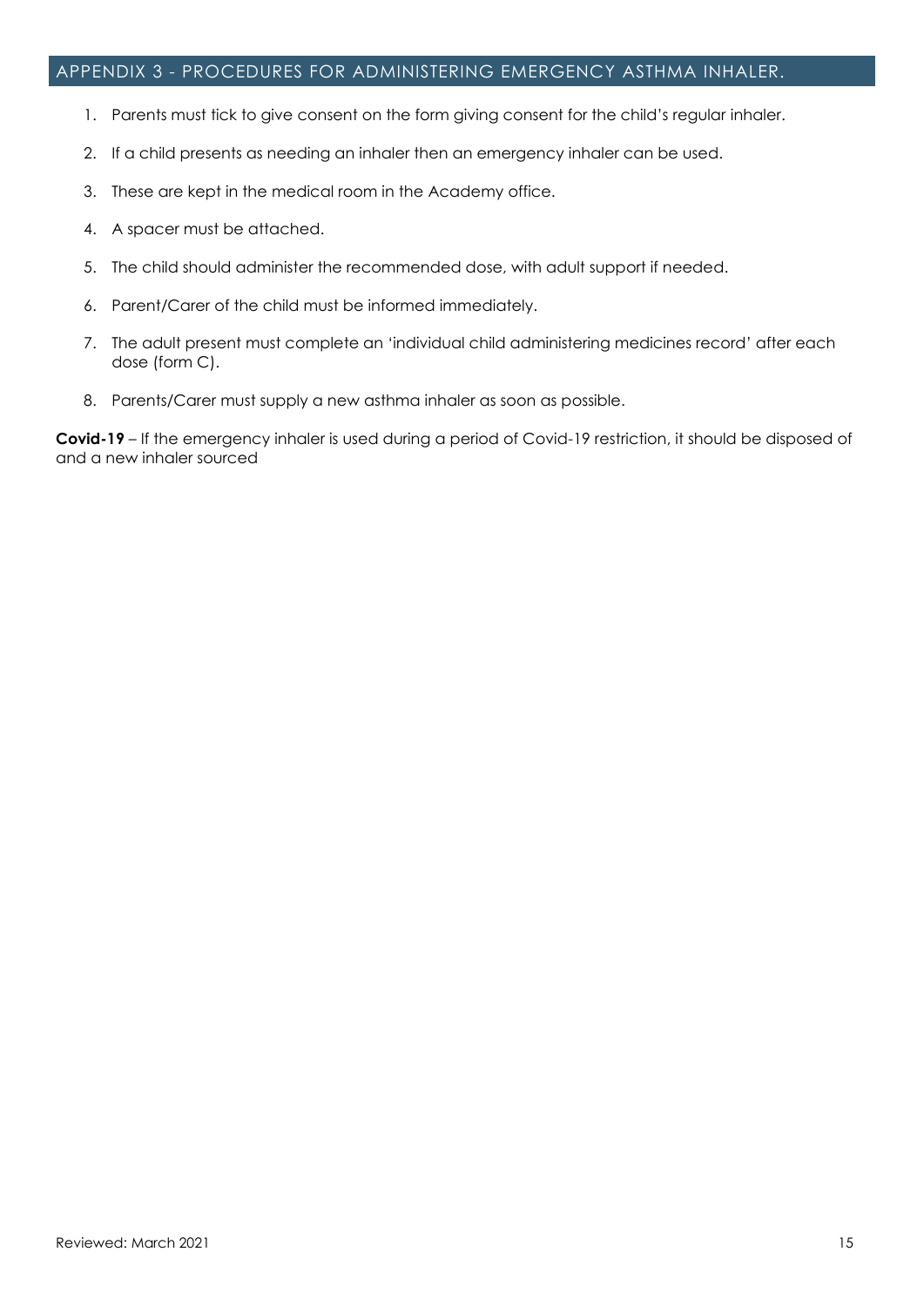## APPENDIX 3 - PROCEDURES FOR ADMINISTERING EMERGENCY ASTHMA INHALER.

1. Parents must tick to give consent on the form giving consent for the child's regular inhaler.
2. If a child presents as needing an inhaler then an emergency inhaler can be used.
3. These are kept in the medical room in the Academy office.
4. A spacer must be attached.
5. The child should administer the recommended dose, with adult support if needed.
6. Parent/Carer of the child must be informed immediately.
7. The adult present must complete an 'individual child administering medicines record' after each dose (form C).
8. Parents/Carer must supply a new asthma inhaler as soon as possible.

**Covid-19** – If the emergency inhaler is used during a period of Covid-19 restriction, it should be disposed of and a new inhaler sourced

Reviewed: March 2021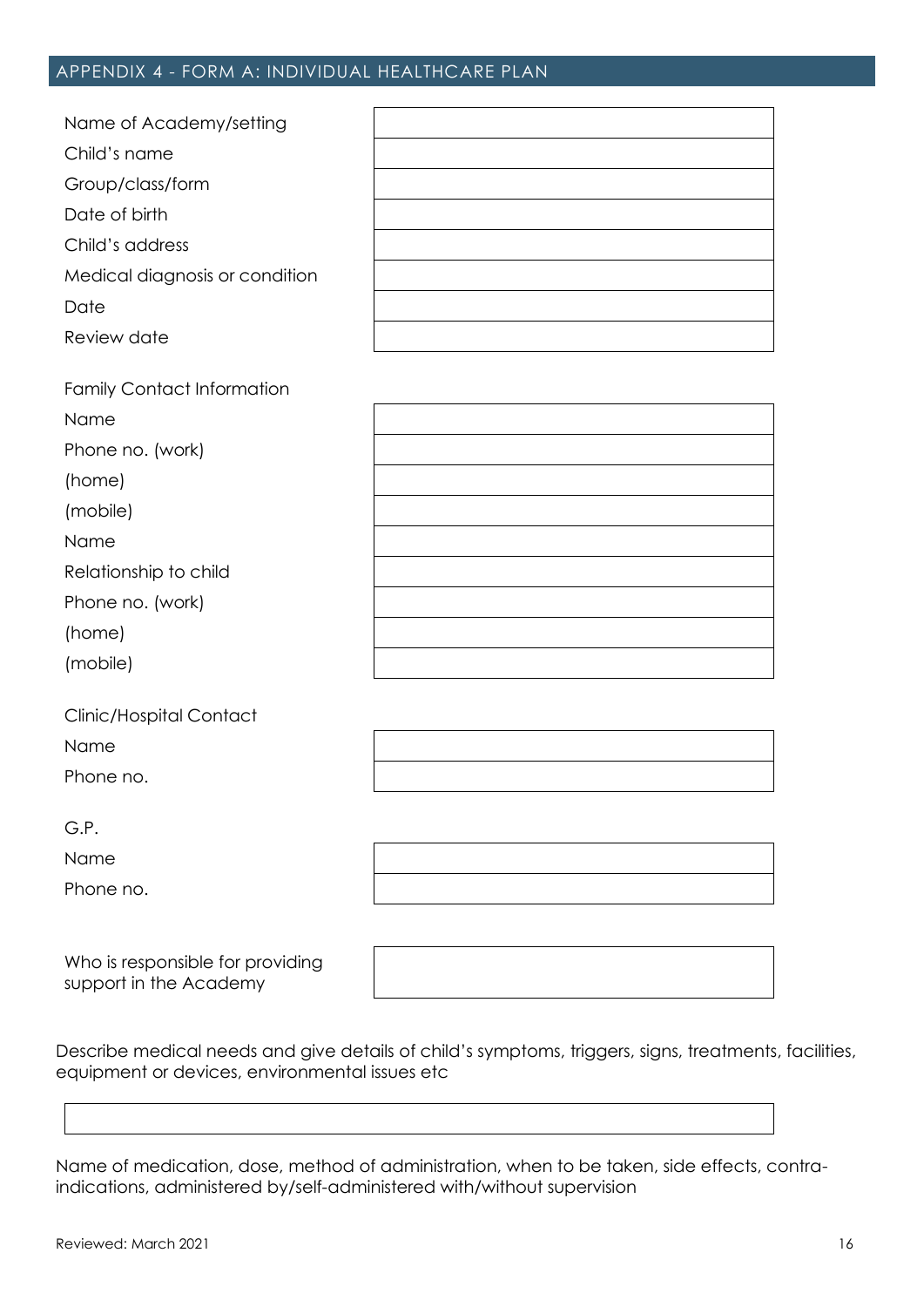## APPENDIX 4 - FORM A: INDIVIDUAL HEALTHCARE PLAN

| | |
|---|---|
| Name of Academy/setting | |
| Child's name | |
| Group/class/form | |
| Date of birth | |
| Child's address | |
| Medical diagnosis or condition | |
| Date | |
| Review date | |

Family Contact Information

| | |
|---|---|
| Name | |
| Phone no. (work) | |
| (home) | |
| (mobile) | |
| Name | |
| Relationship to child | |
| Phone no. (work) | |
| (home) | |
| (mobile) | |

Clinic/Hospital Contact

| | |
|---|---|
| Name | |
| Phone no. | |

G.P.

| | |
|---|---|
| Name | |
| Phone no. | |

| | |
|---|---|
| Who is responsible for providing support in the Academy | |

Describe medical needs and give details of child's symptoms, triggers, signs, treatments, facilities, equipment or devices, environmental issues etc

| |
|---|
| |

Name of medication, dose, method of administration, when to be taken, side effects, contra-indications, administered by/self-administered with/without supervision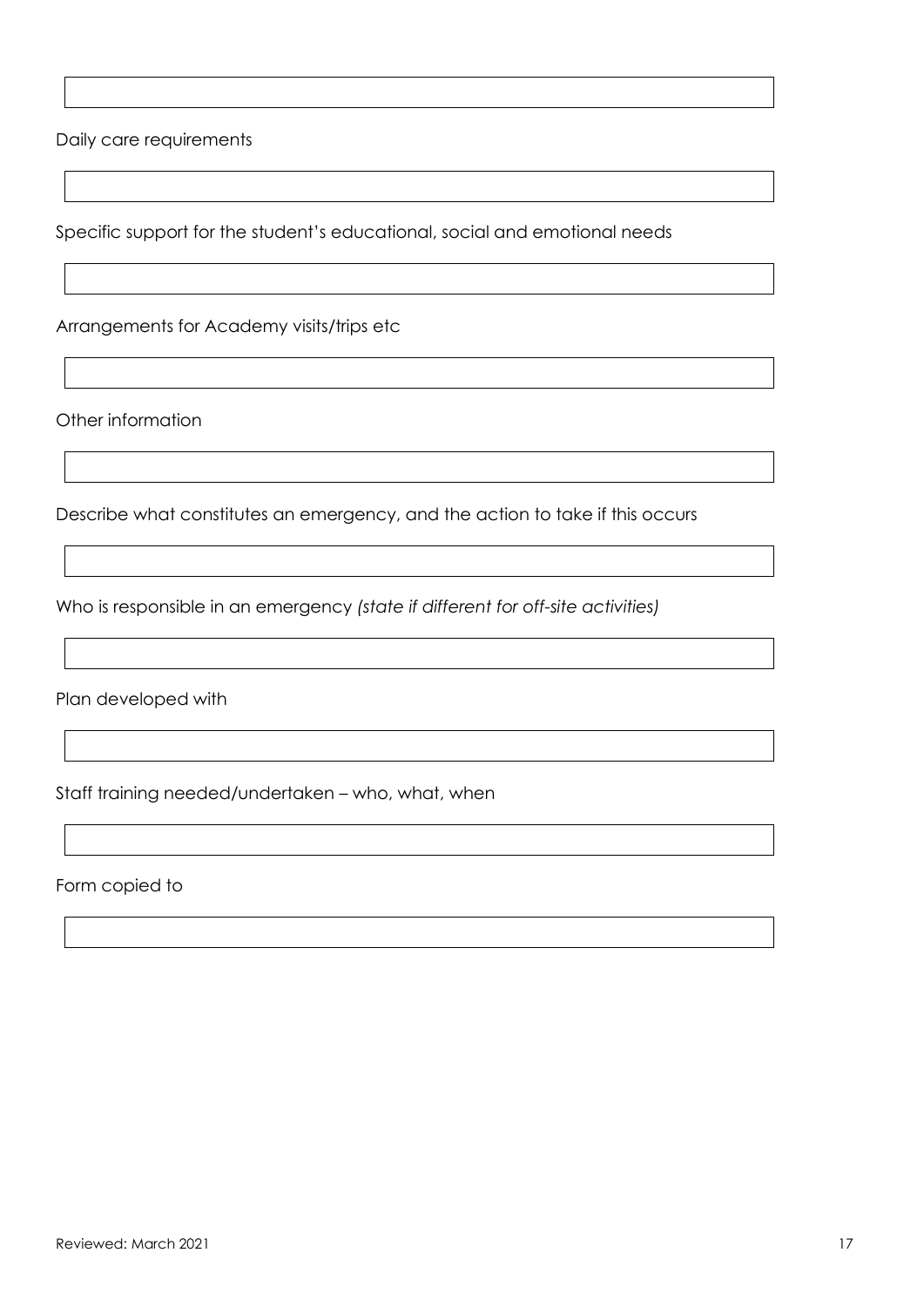Daily care requirements

Specific support for the student's educational, social and emotional needs

Arrangements for Academy visits/trips etc

Other information

Describe what constitutes an emergency, and the action to take if this occurs

Who is responsible in an emergency *(state if different for off-site activities)*

Plan developed with

Staff training needed/undertaken – who, what, when

Form copied to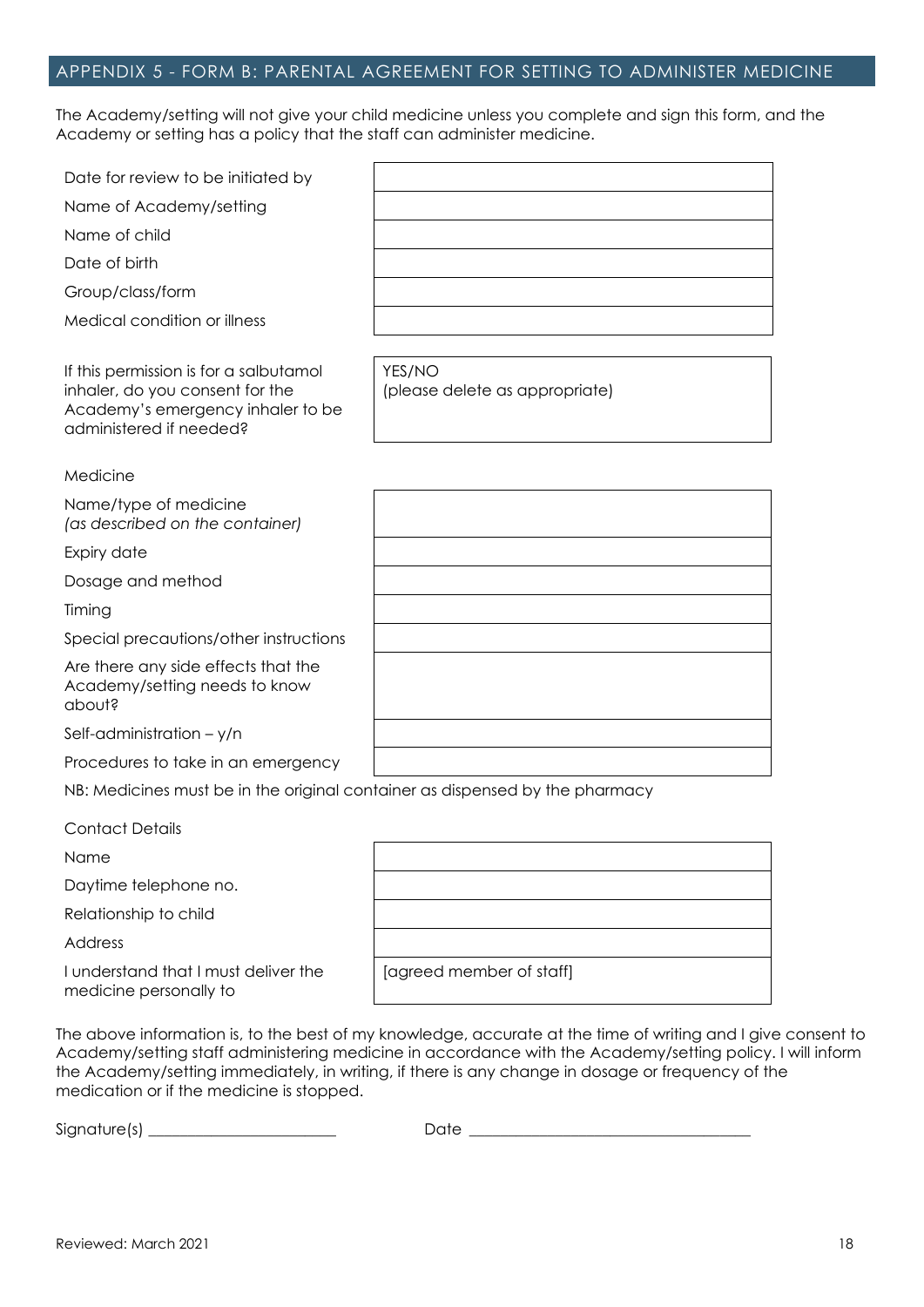## APPENDIX 5 - FORM B: PARENTAL AGREEMENT FOR SETTING TO ADMINISTER MEDICINE

The Academy/setting will not give your child medicine unless you complete and sign this form, and the Academy or setting has a policy that the staff can administer medicine.

| | |
|---|---|
| Date for review to be initiated by | |
| Name of Academy/setting | |
| Name of child | |
| Date of birth | |
| Group/class/form | |
| Medical condition or illness | |

| | |
|---|---|
| If this permission is for a salbutamol inhaler, do you consent for the Academy's emergency inhaler to be administered if needed? | YES/NO (please delete as appropriate) |

Medicine

| | |
|---|---|
| Name/type of medicine *(as described on the container)* | |
| Expiry date | |
| Dosage and method | |
| Timing | |
| Special precautions/other instructions | |
| Are there any side effects that the Academy/setting needs to know about? | |
| Self-administration – y/n | |
| Procedures to take in an emergency | |

NB: Medicines must be in the original container as dispensed by the pharmacy

Contact Details

| | |
|---|---|
| Name | |
| Daytime telephone no. | |
| Relationship to child | |
| Address | |
| I understand that I must deliver the medicine personally to | [agreed member of staff] |

The above information is, to the best of my knowledge, accurate at the time of writing and I give consent to Academy/setting staff administering medicine in accordance with the Academy/setting policy. I will inform the Academy/setting immediately, in writing, if there is any change in dosage or frequency of the medication or if the medicine is stopped.

Signature(s) ______________________ Date __________________________________

Reviewed: March 2021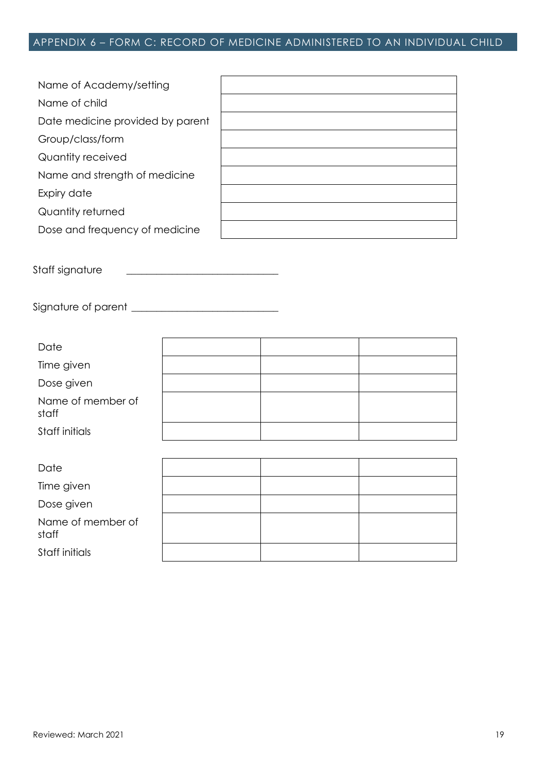## APPENDIX 6 – FORM C: RECORD OF MEDICINE ADMINISTERED TO AN INDIVIDUAL CHILD

| | |
|---|---|
| Name of Academy/setting | |
| Name of child | |
| Date medicine provided by parent | |
| Group/class/form | |
| Quantity received | |
| Name and strength of medicine | |
| Expiry date | |
| Quantity returned | |
| Dose and frequency of medicine | |

Staff signature \_\_\_\_\_\_\_\_\_\_\_\_\_\_\_\_\_\_\_\_\_\_\_\_\_\_\_\_\_\_

Signature of parent \_\_\_\_\_\_\_\_\_\_\_\_\_\_\_\_\_\_\_\_\_\_\_\_\_\_\_\_\_\_

| | | | |
|---|---|---|---|
| Date | | | |
| Time given | | | |
| Dose given | | | |
| Name of member of staff | | | |
| Staff initials | | | |

| | | | |
|---|---|---|---|
| Date | | | |
| Time given | | | |
| Dose given | | | |
| Name of member of staff | | | |
| Staff initials | | | |

Reviewed: March 2021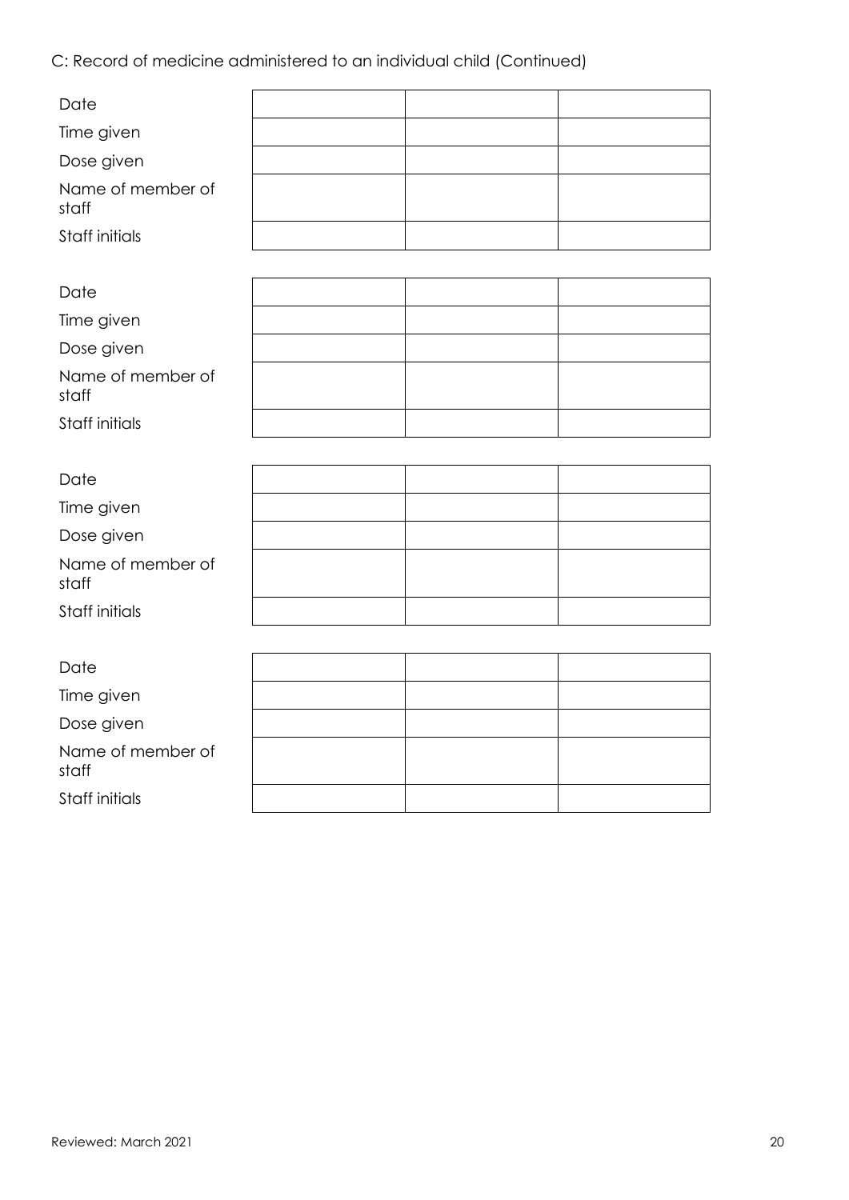C: Record of medicine administered to an individual child (Continued)

| | | | |
|---|---|---|---|
| Date | | | |
| Time given | | | |
| Dose given | | | |
| Name of member of staff | | | |
| Staff initials | | | |

| | | | |
|---|---|---|---|
| Date | | | |
| Time given | | | |
| Dose given | | | |
| Name of member of staff | | | |
| Staff initials | | | |

| | | | |
|---|---|---|---|
| Date | | | |
| Time given | | | |
| Dose given | | | |
| Name of member of staff | | | |
| Staff initials | | | |

| | | | |
|---|---|---|---|
| Date | | | |
| Time given | | | |
| Dose given | | | |
| Name of member of staff | | | |
| Staff initials | | | |

Reviewed: March 2021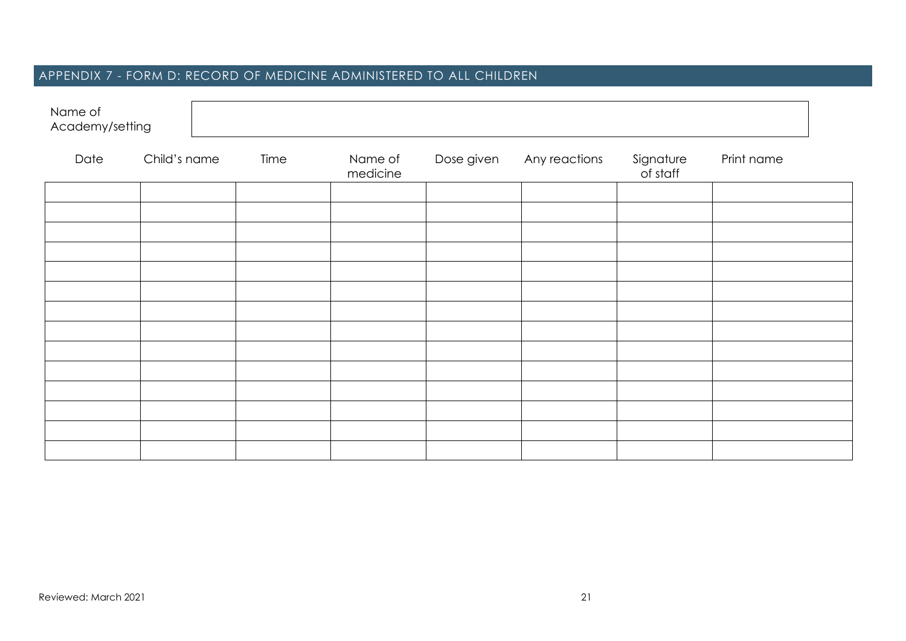## APPENDIX 7 - FORM D: RECORD OF MEDICINE ADMINISTERED TO ALL CHILDREN

| Name of Academy/setting | |
|---|---|
| | |

| Date | Child's name | Time | Name of medicine | Dose given | Any reactions | Signature of staff | Print name |
|---|---|---|---|---|---|---|---|
| | | | | | | | |
| | | | | | | | |
| | | | | | | | |
| | | | | | | | |
| | | | | | | | |
| | | | | | | | |
| | | | | | | | |
| | | | | | | | |
| | | | | | | | |
| | | | | | | | |
| | | | | | | | |
| | | | | | | | |
| | | | | | | | |
| | | | | | | | |

Reviewed: March 2021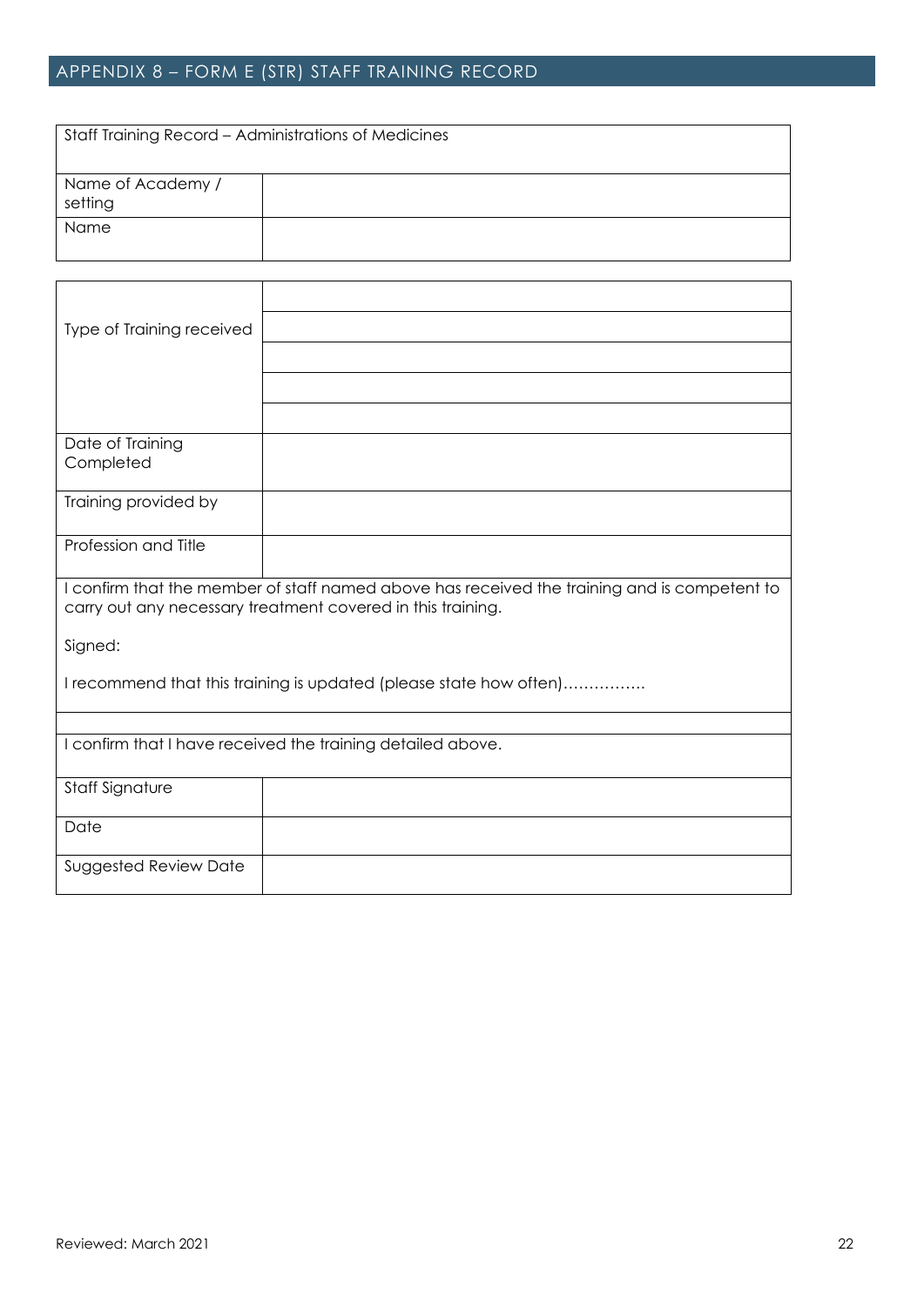## APPENDIX 8 – FORM E (STR) STAFF TRAINING RECORD

| Staff Training Record – Administrations of Medicines | |
|---|---|
| Name of Academy / setting | |
| Name | |

| | |
|---|---|
| Type of Training received | |
| | |
| | |
| | |
| | |
| Date of Training Completed | |
| Training provided by | |
| Profession and Title | |

I confirm that the member of staff named above has received the training and is competent to carry out any necessary treatment covered in this training.

Signed:

I recommend that this training is updated (please state how often)…………….

I confirm that I have received the training detailed above.

| | |
|---|---|
| Staff Signature | |
| Date | |
| Suggested Review Date | |

Reviewed: March 2021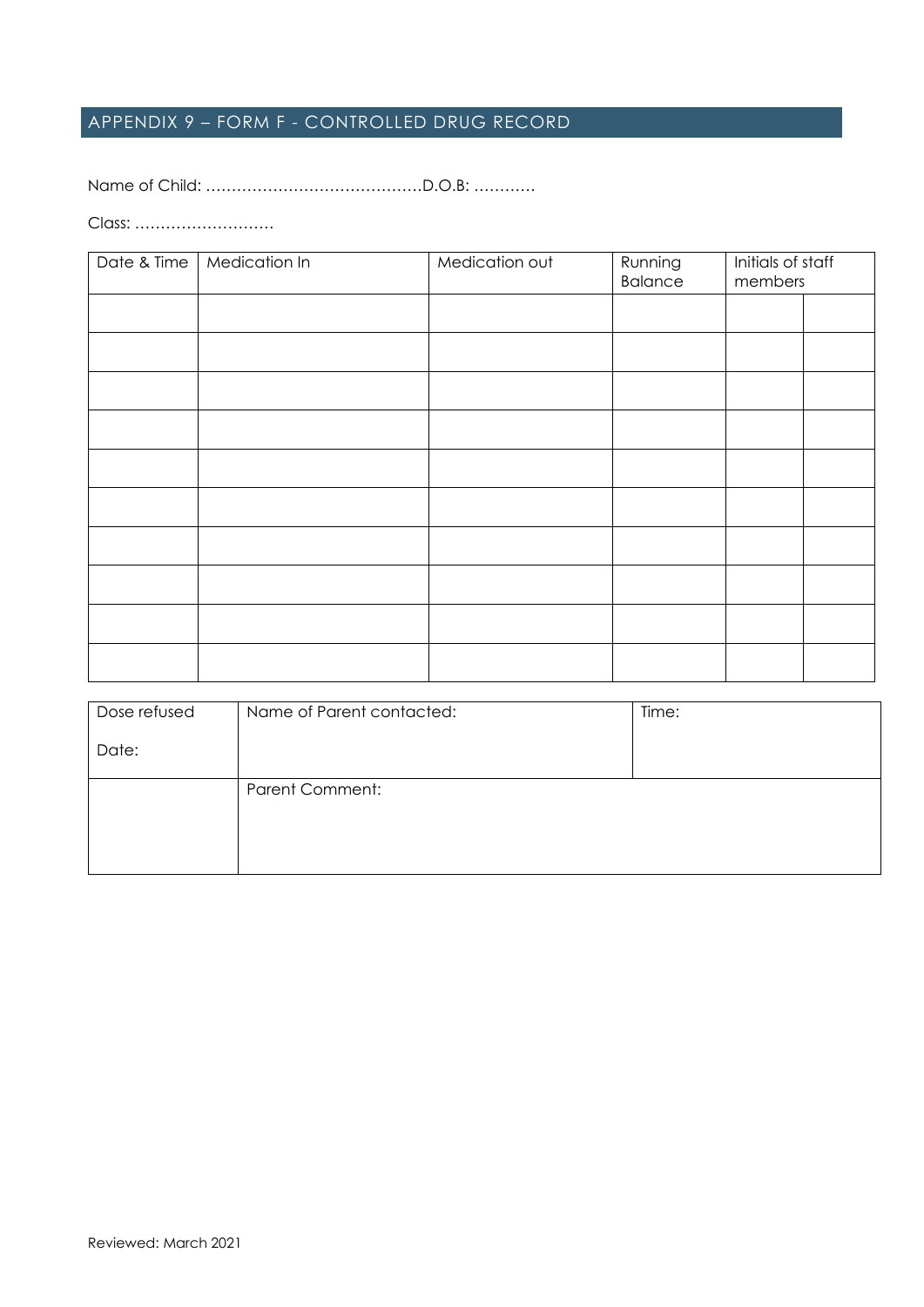## APPENDIX 9 – FORM F - CONTROLLED DRUG RECORD

Name of Child: ……………………………………D.O.B: …………

Class: ………………………

| Date & Time | Medication In | Medication out | Running Balance | Initials of staff members | |
|---|---|---|---|---|---|
| | | | | | |
| | | | | | |
| | | | | | |
| | | | | | |
| | | | | | |
| | | | | | |
| | | | | | |
| | | | | | |
| | | | | | |
| | | | | | |

| Dose refused<br><br>Date: | Name of Parent contacted: | Time: |
|---|---|---|
| | Parent Comment: | |

Reviewed: March 2021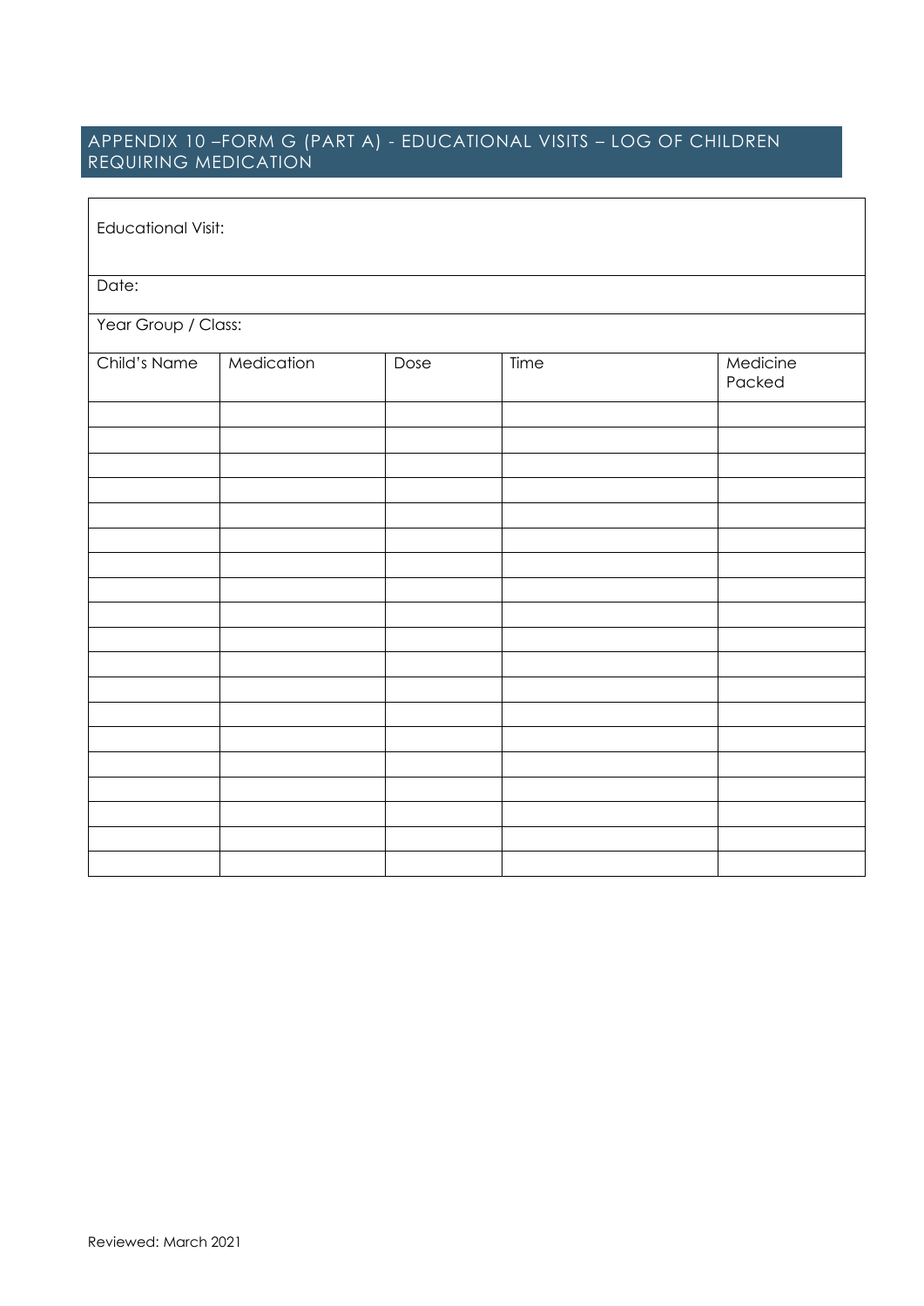## APPENDIX 10 –FORM G (PART A) - EDUCATIONAL VISITS – LOG OF CHILDREN REQUIRING MEDICATION

| Educational Visit: | | | | |
|---|---|---|---|---|
| Date: | | | | |
| Year Group / Class: | | | | |
| Child's Name | Medication | Dose | Time | Medicine Packed |
| | | | | |
| | | | | |
| | | | | |
| | | | | |
| | | | | |
| | | | | |
| | | | | |
| | | | | |
| | | | | |
| | | | | |
| | | | | |
| | | | | |
| | | | | |
| | | | | |
| | | | | |
| | | | | |
| | | | | |
| | | | | |
| | | | | |

Reviewed: March 2021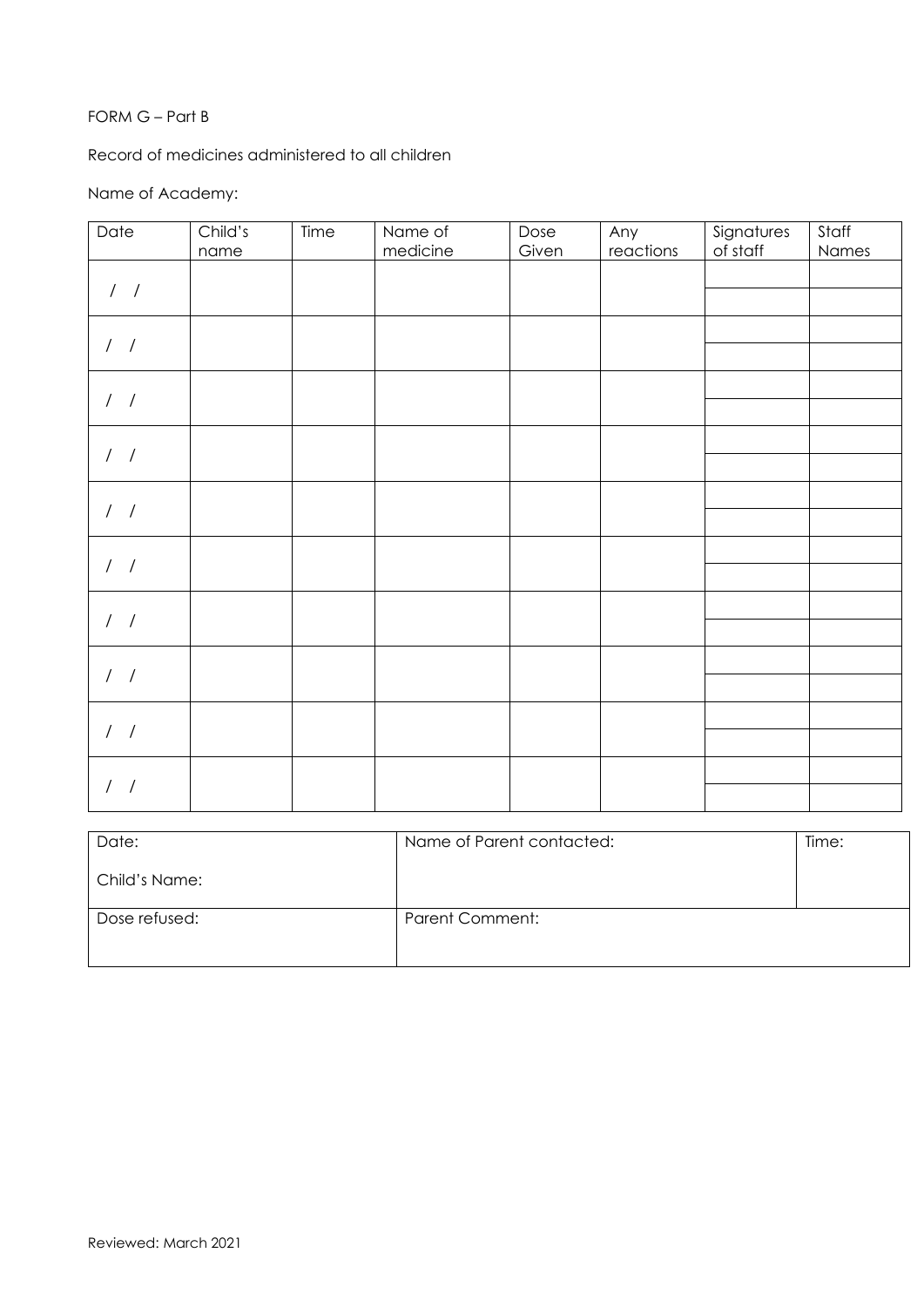FORM G – Part B

Record of medicines administered to all children

Name of Academy:

| Date | Child's name | Time | Name of medicine | Dose Given | Any reactions | Signatures of staff | Staff Names |
|---|---|---|---|---|---|---|---|
| / / | | | | | | | |
| | | | | | | | |
| / / | | | | | | | |
| | | | | | | | |
| / / | | | | | | | |
| | | | | | | | |
| / / | | | | | | | |
| | | | | | | | |
| / / | | | | | | | |
| | | | | | | | |
| / / | | | | | | | |
| | | | | | | | |
| / / | | | | | | | |
| | | | | | | | |
| / / | | | | | | | |
| | | | | | | | |
| / / | | | | | | | |
| | | | | | | | |
| / / | | | | | | | |
| | | | | | | | |

| Date:<br>Child's Name: | Name of Parent contacted: | Time: |
|---|---|---|
| Dose refused: | Parent Comment: | |

Reviewed: March 2021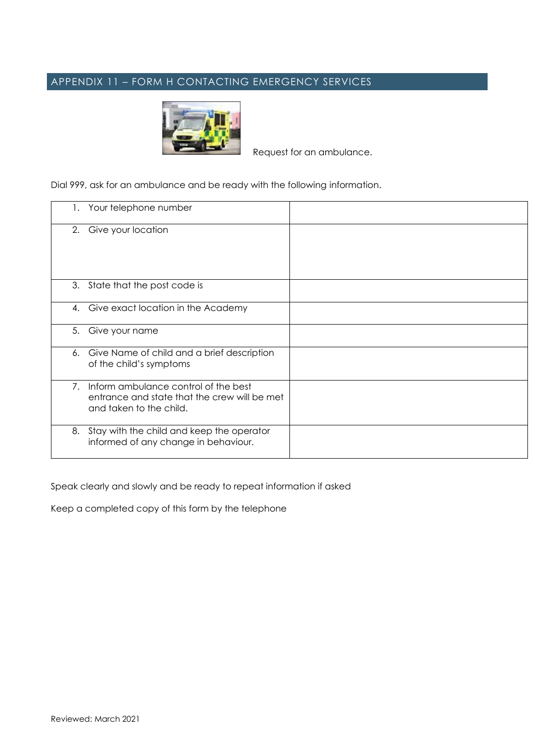## APPENDIX 11 – FORM H CONTACTING EMERGENCY SERVICES

Request for an ambulance.

Dial 999, ask for an ambulance and be ready with the following information.

| | |
|---|---|
| 1. Your telephone number | |
| 2. Give your location | |
| 3. State that the post code is | |
| 4. Give exact location in the Academy | |
| 5. Give your name | |
| 6. Give Name of child and a brief description of the child's symptoms | |
| 7. Inform ambulance control of the best entrance and state that the crew will be met and taken to the child. | |
| 8. Stay with the child and keep the operator informed of any change in behaviour. | |

Speak clearly and slowly and be ready to repeat information if asked

Keep a completed copy of this form by the telephone

Reviewed: March 2021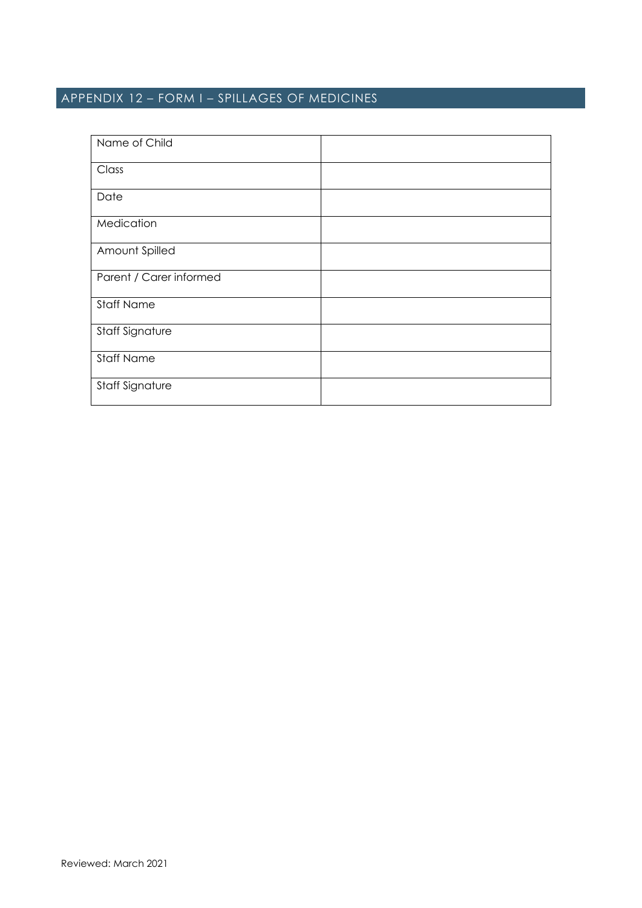## APPENDIX 12 – FORM I – SPILLAGES OF MEDICINES

| | |
|---|---|
| Name of Child | |
| Class | |
| Date | |
| Medication | |
| Amount Spilled | |
| Parent / Carer informed | |
| Staff Name | |
| Staff Signature | |
| Staff Name | |
| Staff Signature | |

Reviewed: March 2021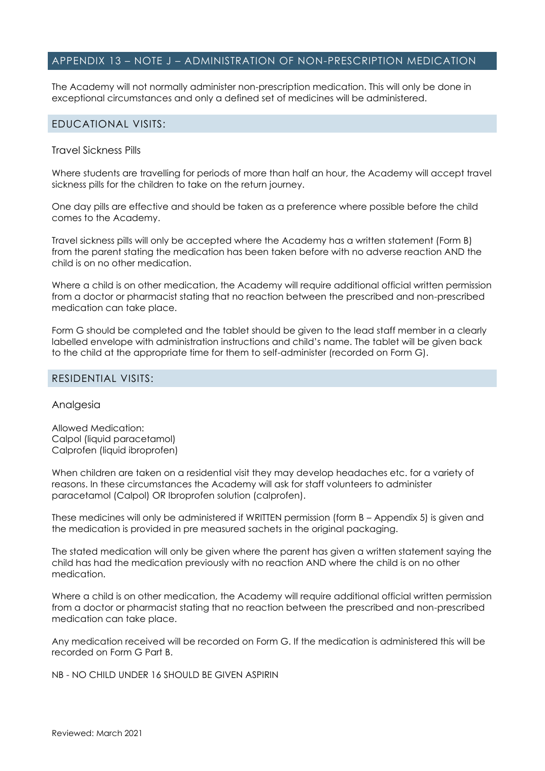## APPENDIX 13 – NOTE J – ADMINISTRATION OF NON-PRESCRIPTION MEDICATION

The Academy will not normally administer non-prescription medication. This will only be done in exceptional circumstances and only a defined set of medicines will be administered.

### EDUCATIONAL VISITS:

#### Travel Sickness Pills

Where students are travelling for periods of more than half an hour, the Academy will accept travel sickness pills for the children to take on the return journey.

One day pills are effective and should be taken as a preference where possible before the child comes to the Academy.

Travel sickness pills will only be accepted where the Academy has a written statement (Form B) from the parent stating the medication has been taken before with no adverse reaction AND the child is on no other medication.

Where a child is on other medication, the Academy will require additional official written permission from a doctor or pharmacist stating that no reaction between the prescribed and non-prescribed medication can take place.

Form G should be completed and the tablet should be given to the lead staff member in a clearly labelled envelope with administration instructions and child's name. The tablet will be given back to the child at the appropriate time for them to self-administer (recorded on Form G).

### RESIDENTIAL VISITS:

#### Analgesia

Allowed Medication:
Calpol (liquid paracetamol)
Calprofen (liquid ibroprofen)

When children are taken on a residential visit they may develop headaches etc. for a variety of reasons. In these circumstances the Academy will ask for staff volunteers to administer paracetamol (Calpol) OR Ibroprofen solution (calprofen).

These medicines will only be administered if WRITTEN permission (form B – Appendix 5) is given and the medication is provided in pre measured sachets in the original packaging.

The stated medication will only be given where the parent has given a written statement saying the child has had the medication previously with no reaction AND where the child is on no other medication.

Where a child is on other medication, the Academy will require additional official written permission from a doctor or pharmacist stating that no reaction between the prescribed and non-prescribed medication can take place.

Any medication received will be recorded on Form G. If the medication is administered this will be recorded on Form G Part B.

NB - NO CHILD UNDER 16 SHOULD BE GIVEN ASPIRIN

Reviewed: March 2021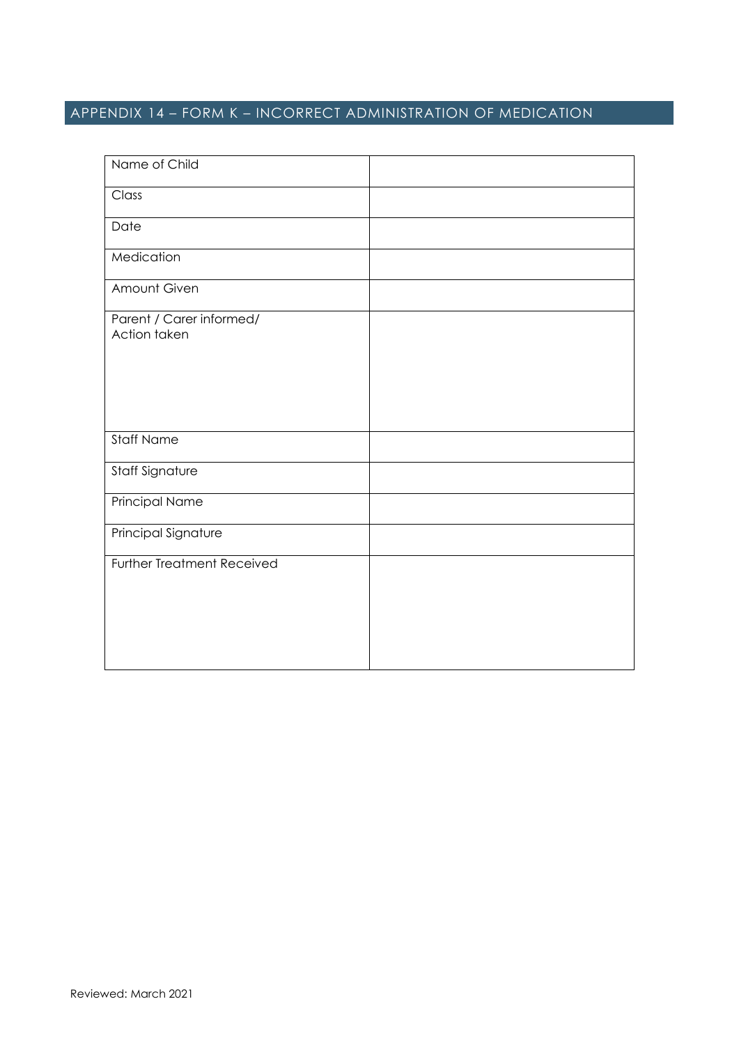## APPENDIX 14 – FORM K – INCORRECT ADMINISTRATION OF MEDICATION

| | |
|---|---|
| Name of Child | |
| Class | |
| Date | |
| Medication | |
| Amount Given | |
| Parent / Carer informed/ Action taken | |
| Staff Name | |
| Staff Signature | |
| Principal Name | |
| Principal Signature | |
| Further Treatment Received | |

Reviewed: March 2021